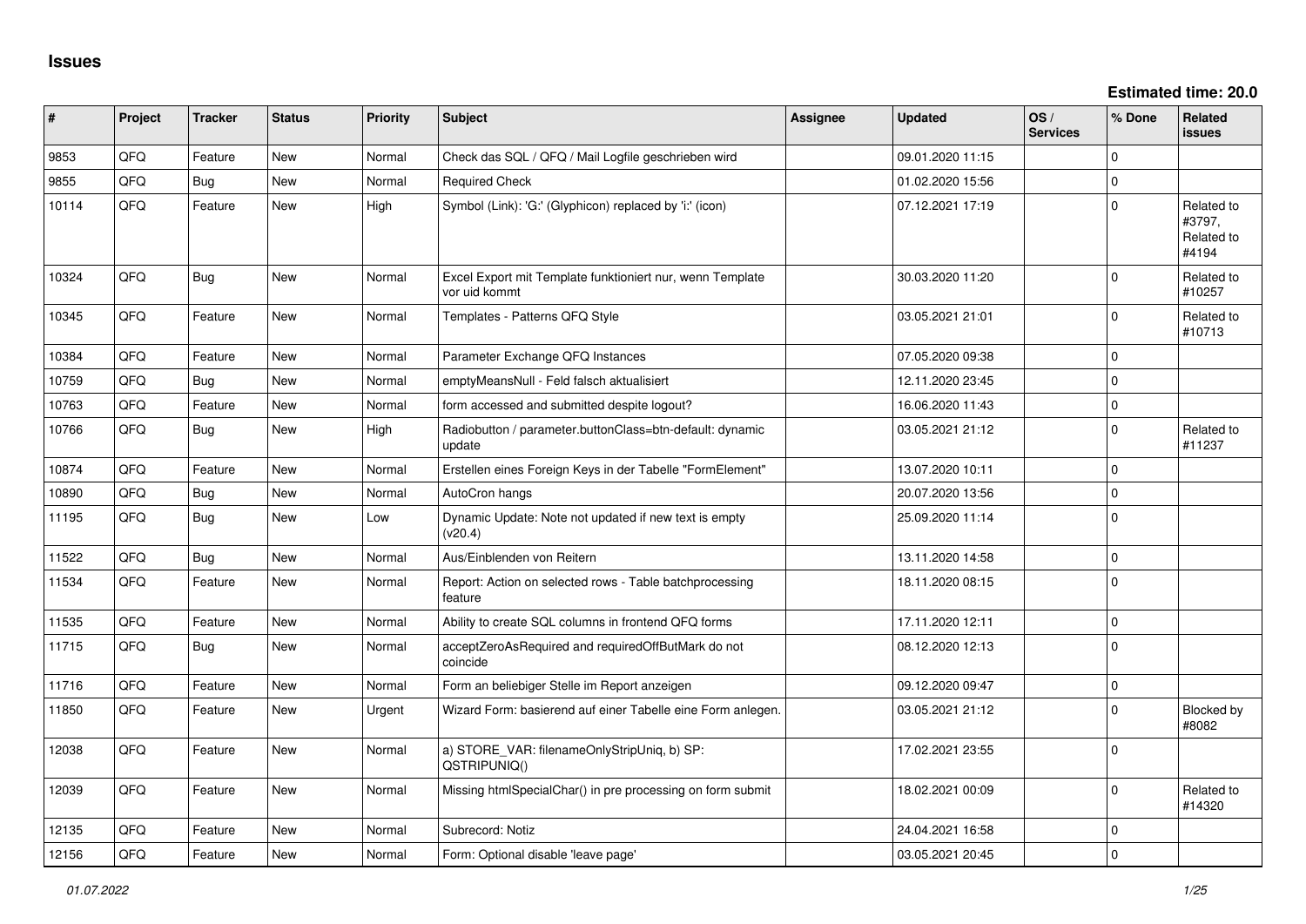# Issues

**Estimated time: 20.0**

| # | Project | Tracker | Status | Priority | Subject | Assignee | Updated | OS / Services | % Done | Related issues |
|---|---|---|---|---|---|---|---|---|---|---|
| 9853 | QFQ | Feature | New | Normal | Check das SQL / QFQ / Mail Logfile geschrieben wird | | 09.01.2020 11:15 | | 0 | |
| 9855 | QFQ | Bug | New | Normal | Required Check | | 01.02.2020 15:56 | | 0 | |
| 10114 | QFQ | Feature | New | High | Symbol (Link): 'G:' (Glyphicon) replaced by 'i:' (icon) | | 07.12.2021 17:19 | | 0 | Related to #3797, Related to #4194 |
| 10324 | QFQ | Bug | New | Normal | Excel Export mit Template funktioniert nur, wenn Template vor uid kommt | | 30.03.2020 11:20 | | 0 | Related to #10257 |
| 10345 | QFQ | Feature | New | Normal | Templates - Patterns QFQ Style | | 03.05.2021 21:01 | | 0 | Related to #10713 |
| 10384 | QFQ | Feature | New | Normal | Parameter Exchange QFQ Instances | | 07.05.2020 09:38 | | 0 | |
| 10759 | QFQ | Bug | New | Normal | emptyMeansNull - Feld falsch aktualisiert | | 12.11.2020 23:45 | | 0 | |
| 10763 | QFQ | Feature | New | Normal | form accessed and submitted despite logout? | | 16.06.2020 11:43 | | 0 | |
| 10766 | QFQ | Bug | New | High | Radiobutton / parameter.buttonClass=btn-default: dynamic update | | 03.05.2021 21:12 | | 0 | Related to #11237 |
| 10874 | QFQ | Feature | New | Normal | Erstellen eines Foreign Keys in der Tabelle "FormElement" | | 13.07.2020 10:11 | | 0 | |
| 10890 | QFQ | Bug | New | Normal | AutoCron hangs | | 20.07.2020 13:56 | | 0 | |
| 11195 | QFQ | Bug | New | Low | Dynamic Update: Note not updated if new text is empty (v20.4) | | 25.09.2020 11:14 | | 0 | |
| 11522 | QFQ | Bug | New | Normal | Aus/Einblenden von Reitern | | 13.11.2020 14:58 | | 0 | |
| 11534 | QFQ | Feature | New | Normal | Report: Action on selected rows - Table batchprocessing feature | | 18.11.2020 08:15 | | 0 | |
| 11535 | QFQ | Feature | New | Normal | Ability to create SQL columns in frontend QFQ forms | | 17.11.2020 12:11 | | 0 | |
| 11715 | QFQ | Bug | New | Normal | acceptZeroAsRequired and requiredOffButMark do not coincide | | 08.12.2020 12:13 | | 0 | |
| 11716 | QFQ | Feature | New | Normal | Form an beliebiger Stelle im Report anzeigen | | 09.12.2020 09:47 | | 0 | |
| 11850 | QFQ | Feature | New | Urgent | Wizard Form: basierend auf einer Tabelle eine Form anlegen. | | 03.05.2021 21:12 | | 0 | Blocked by #8082 |
| 12038 | QFQ | Feature | New | Normal | a) STORE_VAR: filenameOnlyStripUniq, b) SP: QSTRIPUNIQ() | | 17.02.2021 23:55 | | 0 | |
| 12039 | QFQ | Feature | New | Normal | Missing htmlSpecialChar() in pre processing on form submit | | 18.02.2021 00:09 | | 0 | Related to #14320 |
| 12135 | QFQ | Feature | New | Normal | Subrecord: Notiz | | 24.04.2021 16:58 | | 0 | |
| 12156 | QFQ | Feature | New | Normal | Form: Optional disable 'leave page' | | 03.05.2021 20:45 | | 0 | |

*01.07.2022*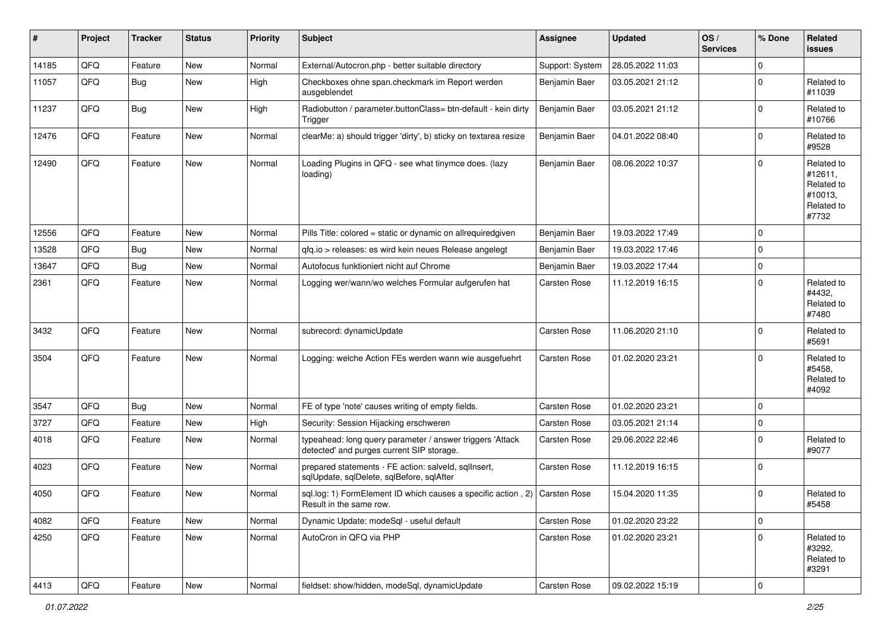| # | Project | Tracker | Status | Priority | Subject | Assignee | Updated | OS / Services | % Done | Related issues |
|---|---|---|---|---|---|---|---|---|---|---|
| 14185 | QFQ | Feature | New | Normal | External/Autocron.php - better suitable directory | Support: System | 28.05.2022 11:03 | | 0 | |
| 11057 | QFQ | Bug | New | High | Checkboxes ohne span.checkmark im Report werden ausgeblendet | Benjamin Baer | 03.05.2021 21:12 | | 0 | Related to #11039 |
| 11237 | QFQ | Bug | New | High | Radiobutton / parameter.buttonClass= btn-default - kein dirty Trigger | Benjamin Baer | 03.05.2021 21:12 | | 0 | Related to #10766 |
| 12476 | QFQ | Feature | New | Normal | clearMe: a) should trigger 'dirty', b) sticky on textarea resize | Benjamin Baer | 04.01.2022 08:40 | | 0 | Related to #9528 |
| 12490 | QFQ | Feature | New | Normal | Loading Plugins in QFQ - see what tinymce does. (lazy loading) | Benjamin Baer | 08.06.2022 10:37 | | 0 | Related to #12611, Related to #10013, Related to #7732 |
| 12556 | QFQ | Feature | New | Normal | Pills Title: colored = static or dynamic on allrequiredgiven | Benjamin Baer | 19.03.2022 17:49 | | 0 | |
| 13528 | QFQ | Bug | New | Normal | qfq.io > releases: es wird kein neues Release angelegt | Benjamin Baer | 19.03.2022 17:46 | | 0 | |
| 13647 | QFQ | Bug | New | Normal | Autofocus funktioniert nicht auf Chrome | Benjamin Baer | 19.03.2022 17:44 | | 0 | |
| 2361 | QFQ | Feature | New | Normal | Logging wer/wann/wo welches Formular aufgerufen hat | Carsten Rose | 11.12.2019 16:15 | | 0 | Related to #4432, Related to #7480 |
| 3432 | QFQ | Feature | New | Normal | subrecord: dynamicUpdate | Carsten Rose | 11.06.2020 21:10 | | 0 | Related to #5691 |
| 3504 | QFQ | Feature | New | Normal | Logging: welche Action FEs werden wann wie ausgefuehrt | Carsten Rose | 01.02.2020 23:21 | | 0 | Related to #5458, Related to #4092 |
| 3547 | QFQ | Bug | New | Normal | FE of type 'note' causes writing of empty fields. | Carsten Rose | 01.02.2020 23:21 | | 0 | |
| 3727 | QFQ | Feature | New | High | Security: Session Hijacking erschweren | Carsten Rose | 03.05.2021 21:14 | | 0 | |
| 4018 | QFQ | Feature | New | Normal | typeahead: long query parameter / answer triggers 'Attack detected' and purges current SIP storage. | Carsten Rose | 29.06.2022 22:46 | | 0 | Related to #9077 |
| 4023 | QFQ | Feature | New | Normal | prepared statements - FE action: salveld, sqlInsert, sqlUpdate, sqlDelete, sqlBefore, sqlAfter | Carsten Rose | 11.12.2019 16:15 | | 0 | |
| 4050 | QFQ | Feature | New | Normal | sql.log: 1) FormElement ID which causes a specific action , 2) Result in the same row. | Carsten Rose | 15.04.2020 11:35 | | 0 | Related to #5458 |
| 4082 | QFQ | Feature | New | Normal | Dynamic Update: modeSql - useful default | Carsten Rose | 01.02.2020 23:22 | | 0 | |
| 4250 | QFQ | Feature | New | Normal | AutoCron in QFQ via PHP | Carsten Rose | 01.02.2020 23:21 | | 0 | Related to #3292, Related to #3291 |
| 4413 | QFQ | Feature | New | Normal | fieldset: show/hidden, modeSql, dynamicUpdate | Carsten Rose | 09.02.2022 15:19 | | 0 | |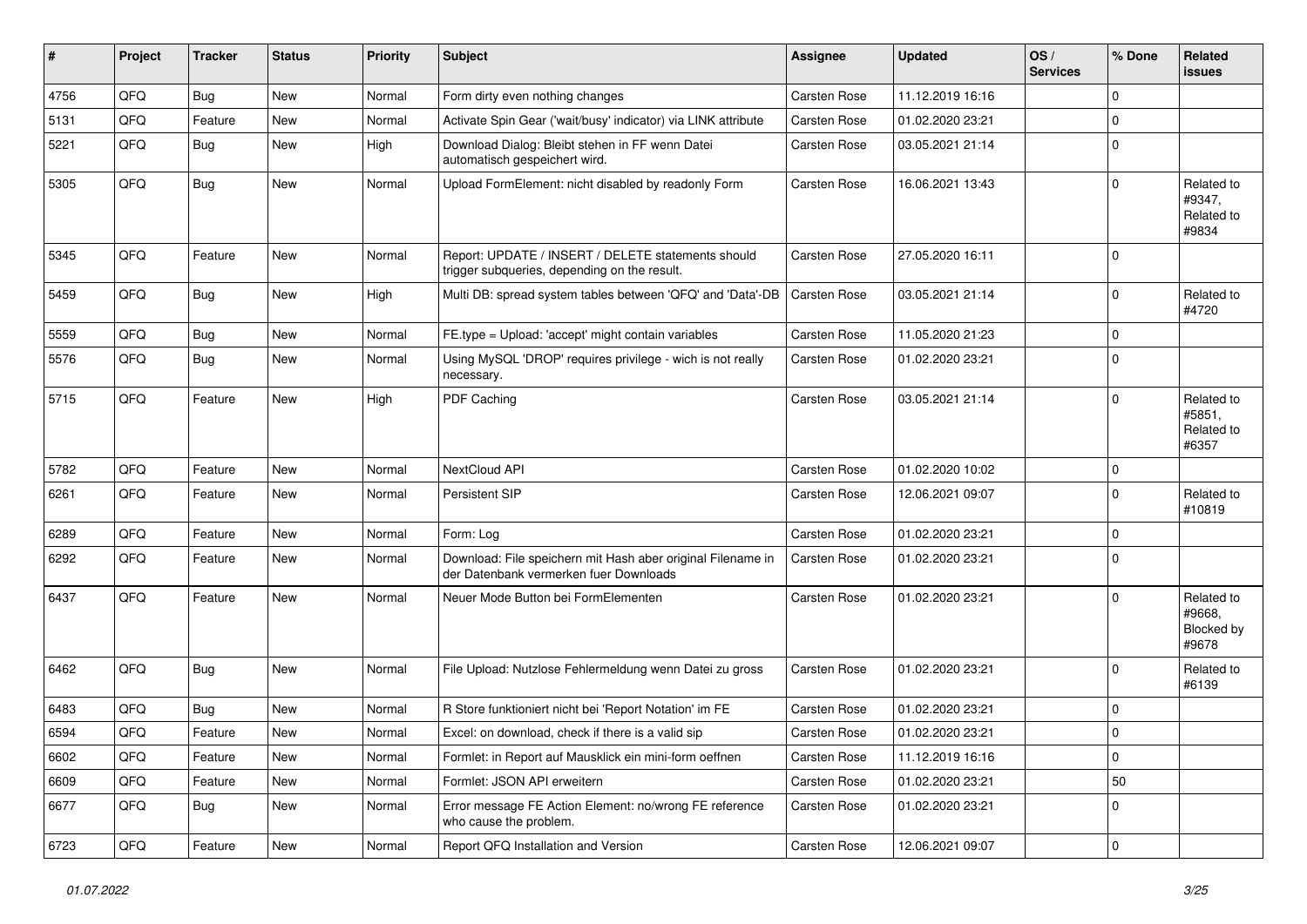| # | Project | Tracker | Status | Priority | Subject | Assignee | Updated | OS / Services | % Done | Related issues |
|---|---|---|---|---|---|---|---|---|---|---|
| 4756 | QFQ | Bug | New | Normal | Form dirty even nothing changes | Carsten Rose | 11.12.2019 16:16 | | 0 | |
| 5131 | QFQ | Feature | New | Normal | Activate Spin Gear ('wait/busy' indicator) via LINK attribute | Carsten Rose | 01.02.2020 23:21 | | 0 | |
| 5221 | QFQ | Bug | New | High | Download Dialog: Bleibt stehen in FF wenn Datei automatisch gespeichert wird. | Carsten Rose | 03.05.2021 21:14 | | 0 | |
| 5305 | QFQ | Bug | New | Normal | Upload FormElement: nicht disabled by readonly Form | Carsten Rose | 16.06.2021 13:43 | | 0 | Related to #9347, Related to #9834 |
| 5345 | QFQ | Feature | New | Normal | Report: UPDATE / INSERT / DELETE statements should trigger subqueries, depending on the result. | Carsten Rose | 27.05.2020 16:11 | | 0 | |
| 5459 | QFQ | Bug | New | High | Multi DB: spread system tables between 'QFQ' and 'Data'-DB | Carsten Rose | 03.05.2021 21:14 | | 0 | Related to #4720 |
| 5559 | QFQ | Bug | New | Normal | FE.type = Upload: 'accept' might contain variables | Carsten Rose | 11.05.2020 21:23 | | 0 | |
| 5576 | QFQ | Bug | New | Normal | Using MySQL 'DROP' requires privilege - wich is not really necessary. | Carsten Rose | 01.02.2020 23:21 | | 0 | |
| 5715 | QFQ | Feature | New | High | PDF Caching | Carsten Rose | 03.05.2021 21:14 | | 0 | Related to #5851, Related to #6357 |
| 5782 | QFQ | Feature | New | Normal | NextCloud API | Carsten Rose | 01.02.2020 10:02 | | 0 | |
| 6261 | QFQ | Feature | New | Normal | Persistent SIP | Carsten Rose | 12.06.2021 09:07 | | 0 | Related to #10819 |
| 6289 | QFQ | Feature | New | Normal | Form: Log | Carsten Rose | 01.02.2020 23:21 | | 0 | |
| 6292 | QFQ | Feature | New | Normal | Download: File speichern mit Hash aber original Filename in der Datenbank vermerken fuer Downloads | Carsten Rose | 01.02.2020 23:21 | | 0 | |
| 6437 | QFQ | Feature | New | Normal | Neuer Mode Button bei FormElementen | Carsten Rose | 01.02.2020 23:21 | | 0 | Related to #9668, Blocked by #9678 |
| 6462 | QFQ | Bug | New | Normal | File Upload: Nutzlose Fehlermeldung wenn Datei zu gross | Carsten Rose | 01.02.2020 23:21 | | 0 | Related to #6139 |
| 6483 | QFQ | Bug | New | Normal | R Store funktioniert nicht bei 'Report Notation' im FE | Carsten Rose | 01.02.2020 23:21 | | 0 | |
| 6594 | QFQ | Feature | New | Normal | Excel: on download, check if there is a valid sip | Carsten Rose | 01.02.2020 23:21 | | 0 | |
| 6602 | QFQ | Feature | New | Normal | Formlet: in Report auf Mausklick ein mini-form oeffnen | Carsten Rose | 11.12.2019 16:16 | | 0 | |
| 6609 | QFQ | Feature | New | Normal | Formlet: JSON API erweitern | Carsten Rose | 01.02.2020 23:21 | | 50 | |
| 6677 | QFQ | Bug | New | Normal | Error message FE Action Element: no/wrong FE reference who cause the problem. | Carsten Rose | 01.02.2020 23:21 | | 0 | |
| 6723 | QFQ | Feature | New | Normal | Report QFQ Installation and Version | Carsten Rose | 12.06.2021 09:07 | | 0 | |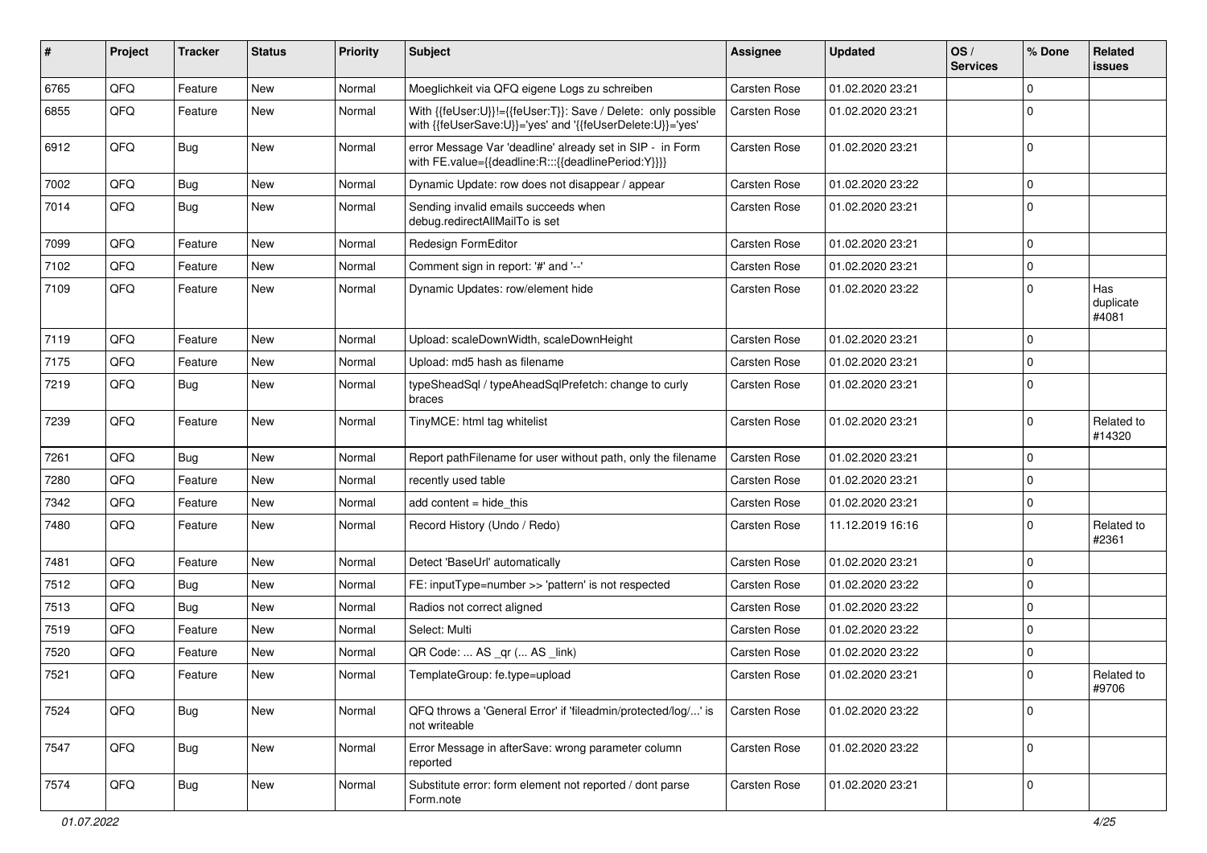| # | Project | Tracker | Status | Priority | Subject | Assignee | Updated | OS / Services | % Done | Related issues |
|---|---|---|---|---|---|---|---|---|---|---|
| 6765 | QFQ | Feature | New | Normal | Moeglichkeit via QFQ eigene Logs zu schreiben | Carsten Rose | 01.02.2020 23:21 | | 0 | |
| 6855 | QFQ | Feature | New | Normal | With {{feUser:U}}!={{feUser:T}}: Save / Delete: only possible with {{feUserSave:U}}='yes' and '{{feUserDelete:U}}='yes' | Carsten Rose | 01.02.2020 23:21 | | 0 | |
| 6912 | QFQ | Bug | New | Normal | error Message Var 'deadline' already set in SIP - in Form with FE.value={{deadline:R:::{{deadlinePeriod:Y}}}} | Carsten Rose | 01.02.2020 23:21 | | 0 | |
| 7002 | QFQ | Bug | New | Normal | Dynamic Update: row does not disappear / appear | Carsten Rose | 01.02.2020 23:22 | | 0 | |
| 7014 | QFQ | Bug | New | Normal | Sending invalid emails succeeds when debug.redirectAllMailTo is set | Carsten Rose | 01.02.2020 23:21 | | 0 | |
| 7099 | QFQ | Feature | New | Normal | Redesign FormEditor | Carsten Rose | 01.02.2020 23:21 | | 0 | |
| 7102 | QFQ | Feature | New | Normal | Comment sign in report: '#' and '--' | Carsten Rose | 01.02.2020 23:21 | | 0 | |
| 7109 | QFQ | Feature | New | Normal | Dynamic Updates: row/element hide | Carsten Rose | 01.02.2020 23:22 | | 0 | Has duplicate #4081 |
| 7119 | QFQ | Feature | New | Normal | Upload: scaleDownWidth, scaleDownHeight | Carsten Rose | 01.02.2020 23:21 | | 0 | |
| 7175 | QFQ | Feature | New | Normal | Upload: md5 hash as filename | Carsten Rose | 01.02.2020 23:21 | | 0 | |
| 7219 | QFQ | Bug | New | Normal | typeSheadSql / typeAheadSqlPrefetch: change to curly braces | Carsten Rose | 01.02.2020 23:21 | | 0 | |
| 7239 | QFQ | Feature | New | Normal | TinyMCE: html tag whitelist | Carsten Rose | 01.02.2020 23:21 | | 0 | Related to #14320 |
| 7261 | QFQ | Bug | New | Normal | Report pathFilename for user without path, only the filename | Carsten Rose | 01.02.2020 23:21 | | 0 | |
| 7280 | QFQ | Feature | New | Normal | recently used table | Carsten Rose | 01.02.2020 23:21 | | 0 | |
| 7342 | QFQ | Feature | New | Normal | add content = hide_this | Carsten Rose | 01.02.2020 23:21 | | 0 | |
| 7480 | QFQ | Feature | New | Normal | Record History (Undo / Redo) | Carsten Rose | 11.12.2019 16:16 | | 0 | Related to #2361 |
| 7481 | QFQ | Feature | New | Normal | Detect 'BaseUrl' automatically | Carsten Rose | 01.02.2020 23:21 | | 0 | |
| 7512 | QFQ | Bug | New | Normal | FE: inputType=number >> 'pattern' is not respected | Carsten Rose | 01.02.2020 23:22 | | 0 | |
| 7513 | QFQ | Bug | New | Normal | Radios not correct aligned | Carsten Rose | 01.02.2020 23:22 | | 0 | |
| 7519 | QFQ | Feature | New | Normal | Select: Multi | Carsten Rose | 01.02.2020 23:22 | | 0 | |
| 7520 | QFQ | Feature | New | Normal | QR Code: ... AS _qr (... AS _link) | Carsten Rose | 01.02.2020 23:22 | | 0 | |
| 7521 | QFQ | Feature | New | Normal | TemplateGroup: fe.type=upload | Carsten Rose | 01.02.2020 23:21 | | 0 | Related to #9706 |
| 7524 | QFQ | Bug | New | Normal | QFQ throws a 'General Error' if 'fileadmin/protected/log/...' is not writeable | Carsten Rose | 01.02.2020 23:22 | | 0 | |
| 7547 | QFQ | Bug | New | Normal | Error Message in afterSave: wrong parameter column reported | Carsten Rose | 01.02.2020 23:22 | | 0 | |
| 7574 | QFQ | Bug | New | Normal | Substitute error: form element not reported / dont parse Form.note | Carsten Rose | 01.02.2020 23:21 | | 0 | |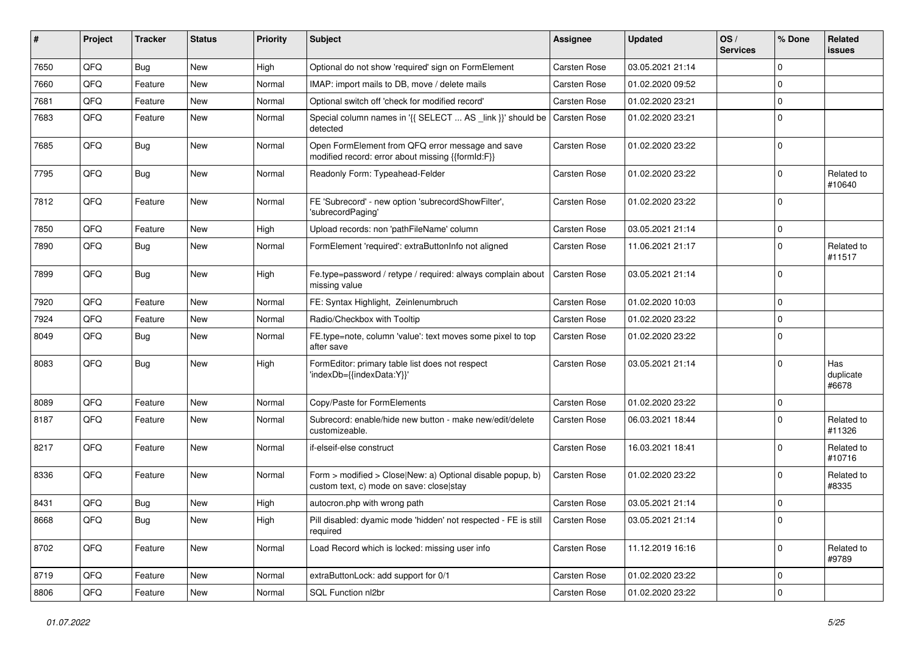| # | Project | Tracker | Status | Priority | Subject | Assignee | Updated | OS / Services | % Done | Related issues |
|---|---|---|---|---|---|---|---|---|---|---|
| 7650 | QFQ | Bug | New | High | Optional do not show 'required' sign on FormElement | Carsten Rose | 03.05.2021 21:14 | | 0 | |
| 7660 | QFQ | Feature | New | Normal | IMAP: import mails to DB, move / delete mails | Carsten Rose | 01.02.2020 09:52 | | 0 | |
| 7681 | QFQ | Feature | New | Normal | Optional switch off 'check for modified record' | Carsten Rose | 01.02.2020 23:21 | | 0 | |
| 7683 | QFQ | Feature | New | Normal | Special column names in '{{ SELECT ... AS _link }}' should be detected | Carsten Rose | 01.02.2020 23:21 | | 0 | |
| 7685 | QFQ | Bug | New | Normal | Open FormElement from QFQ error message and save modified record: error about missing {{formId:F}} | Carsten Rose | 01.02.2020 23:22 | | 0 | |
| 7795 | QFQ | Bug | New | Normal | Readonly Form: Typeahead-Felder | Carsten Rose | 01.02.2020 23:22 | | 0 | Related to #10640 |
| 7812 | QFQ | Feature | New | Normal | FE 'Subrecord' - new option 'subrecordShowFilter', 'subrecordPaging' | Carsten Rose | 01.02.2020 23:22 | | 0 | |
| 7850 | QFQ | Feature | New | High | Upload records: non 'pathFileName' column | Carsten Rose | 03.05.2021 21:14 | | 0 | |
| 7890 | QFQ | Bug | New | Normal | FormElement 'required': extraButtonInfo not aligned | Carsten Rose | 11.06.2021 21:17 | | 0 | Related to #11517 |
| 7899 | QFQ | Bug | New | High | Fe.type=password / retype / required: always complain about missing value | Carsten Rose | 03.05.2021 21:14 | | 0 | |
| 7920 | QFQ | Feature | New | Normal | FE: Syntax Highlight, Zeilenumbruch | Carsten Rose | 01.02.2020 10:03 | | 0 | |
| 7924 | QFQ | Feature | New | Normal | Radio/Checkbox with Tooltip | Carsten Rose | 01.02.2020 23:22 | | 0 | |
| 8049 | QFQ | Bug | New | Normal | FE.type=note, column 'value': text moves some pixel to top after save | Carsten Rose | 01.02.2020 23:22 | | 0 | |
| 8083 | QFQ | Bug | New | High | FormEditor: primary table list does not respect 'indexDb={{indexData:Y}}' | Carsten Rose | 03.05.2021 21:14 | | 0 | Has duplicate #6678 |
| 8089 | QFQ | Feature | New | Normal | Copy/Paste for FormElements | Carsten Rose | 01.02.2020 23:22 | | 0 | |
| 8187 | QFQ | Feature | New | Normal | Subrecord: enable/hide new button - make new/edit/delete customizeable. | Carsten Rose | 06.03.2021 18:44 | | 0 | Related to #11326 |
| 8217 | QFQ | Feature | New | Normal | if-elseif-else construct | Carsten Rose | 16.03.2021 18:41 | | 0 | Related to #10716 |
| 8336 | QFQ | Feature | New | Normal | Form > modified > Close\|New: a) Optional disable popup, b) custom text, c) mode on save: close\|stay | Carsten Rose | 01.02.2020 23:22 | | 0 | Related to #8335 |
| 8431 | QFQ | Bug | New | High | autocron.php with wrong path | Carsten Rose | 03.05.2021 21:14 | | 0 | |
| 8668 | QFQ | Bug | New | High | Pill disabled: dyamic mode 'hidden' not respected - FE is still required | Carsten Rose | 03.05.2021 21:14 | | 0 | |
| 8702 | QFQ | Feature | New | Normal | Load Record which is locked: missing user info | Carsten Rose | 11.12.2019 16:16 | | 0 | Related to #9789 |
| 8719 | QFQ | Feature | New | Normal | extraButtonLock: add support for 0/1 | Carsten Rose | 01.02.2020 23:22 | | 0 | |
| 8806 | QFQ | Feature | New | Normal | SQL Function nl2br | Carsten Rose | 01.02.2020 23:22 | | 0 | |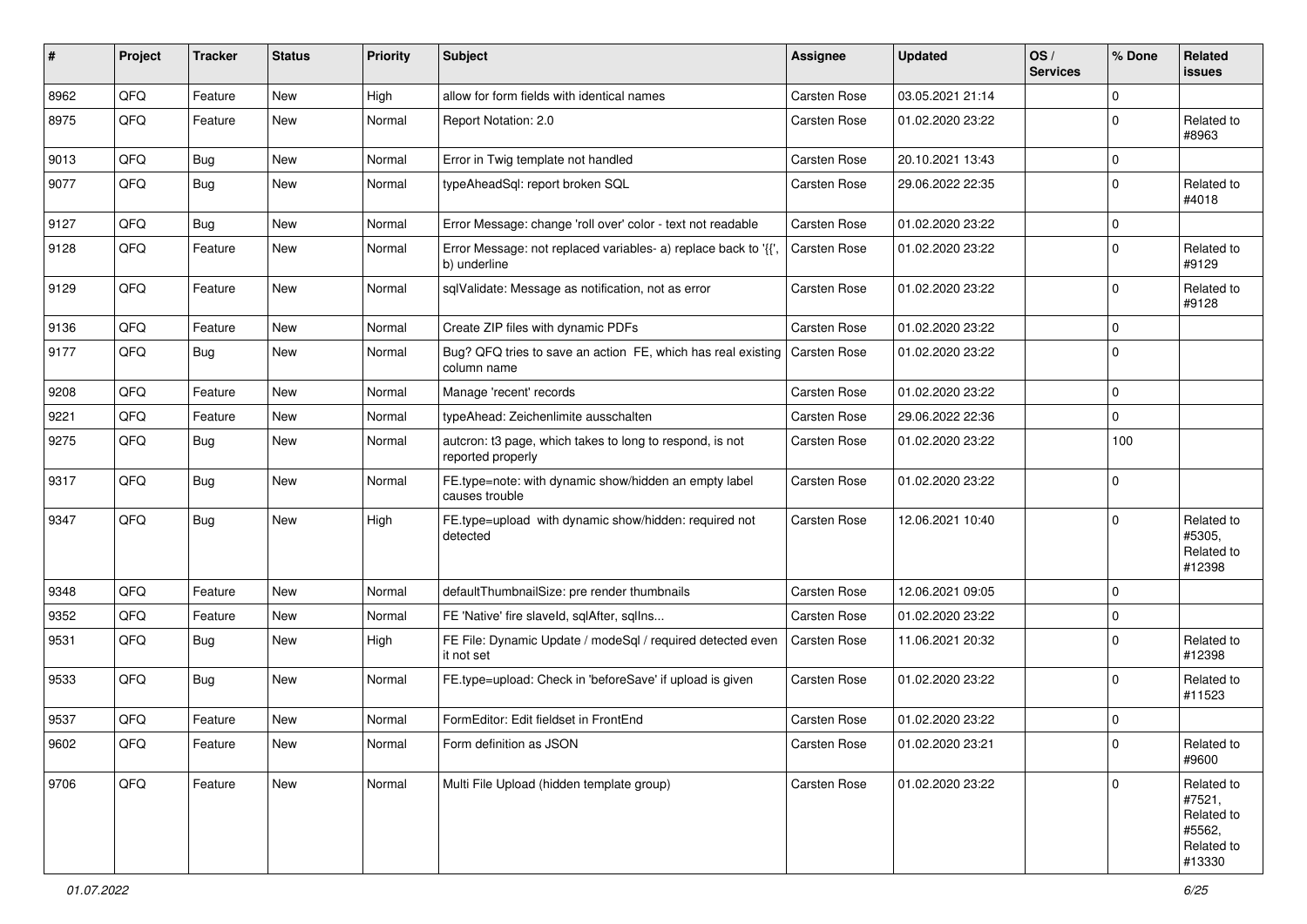| # | Project | Tracker | Status | Priority | Subject | Assignee | Updated | OS / Services | % Done | Related issues |
|---|---|---|---|---|---|---|---|---|---|---|
| 8962 | QFQ | Feature | New | High | allow for form fields with identical names | Carsten Rose | 03.05.2021 21:14 | | 0 | |
| 8975 | QFQ | Feature | New | Normal | Report Notation: 2.0 | Carsten Rose | 01.02.2020 23:22 | | 0 | Related to #8963 |
| 9013 | QFQ | Bug | New | Normal | Error in Twig template not handled | Carsten Rose | 20.10.2021 13:43 | | 0 | |
| 9077 | QFQ | Bug | New | Normal | typeAheadSql: report broken SQL | Carsten Rose | 29.06.2022 22:35 | | 0 | Related to #4018 |
| 9127 | QFQ | Bug | New | Normal | Error Message: change 'roll over' color - text not readable | Carsten Rose | 01.02.2020 23:22 | | 0 | |
| 9128 | QFQ | Feature | New | Normal | Error Message: not replaced variables- a) replace back to '{{', b) underline | Carsten Rose | 01.02.2020 23:22 | | 0 | Related to #9129 |
| 9129 | QFQ | Feature | New | Normal | sqlValidate: Message as notification, not as error | Carsten Rose | 01.02.2020 23:22 | | 0 | Related to #9128 |
| 9136 | QFQ | Feature | New | Normal | Create ZIP files with dynamic PDFs | Carsten Rose | 01.02.2020 23:22 | | 0 | |
| 9177 | QFQ | Bug | New | Normal | Bug? QFQ tries to save an action FE, which has real existing column name | Carsten Rose | 01.02.2020 23:22 | | 0 | |
| 9208 | QFQ | Feature | New | Normal | Manage 'recent' records | Carsten Rose | 01.02.2020 23:22 | | 0 | |
| 9221 | QFQ | Feature | New | Normal | typeAhead: Zeichenlimite ausschalten | Carsten Rose | 29.06.2022 22:36 | | 0 | |
| 9275 | QFQ | Bug | New | Normal | autcron: t3 page, which takes to long to respond, is not reported properly | Carsten Rose | 01.02.2020 23:22 | | 100 | |
| 9317 | QFQ | Bug | New | Normal | FE.type=note: with dynamic show/hidden an empty label causes trouble | Carsten Rose | 01.02.2020 23:22 | | 0 | |
| 9347 | QFQ | Bug | New | High | FE.type=upload with dynamic show/hidden: required not detected | Carsten Rose | 12.06.2021 10:40 | | 0 | Related to #5305, Related to #12398 |
| 9348 | QFQ | Feature | New | Normal | defaultThumbnailSize: pre render thumbnails | Carsten Rose | 12.06.2021 09:05 | | 0 | |
| 9352 | QFQ | Feature | New | Normal | FE 'Native' fire slaveId, sqlAfter, sqlIns... | Carsten Rose | 01.02.2020 23:22 | | 0 | |
| 9531 | QFQ | Bug | New | High | FE File: Dynamic Update / modeSql / required detected even it not set | Carsten Rose | 11.06.2021 20:32 | | 0 | Related to #12398 |
| 9533 | QFQ | Bug | New | Normal | FE.type=upload: Check in 'beforeSave' if upload is given | Carsten Rose | 01.02.2020 23:22 | | 0 | Related to #11523 |
| 9537 | QFQ | Feature | New | Normal | FormEditor: Edit fieldset in FrontEnd | Carsten Rose | 01.02.2020 23:22 | | 0 | |
| 9602 | QFQ | Feature | New | Normal | Form definition as JSON | Carsten Rose | 01.02.2020 23:21 | | 0 | Related to #9600 |
| 9706 | QFQ | Feature | New | Normal | Multi File Upload (hidden template group) | Carsten Rose | 01.02.2020 23:22 | | 0 | Related to #7521, Related to #5562, Related to #13330 |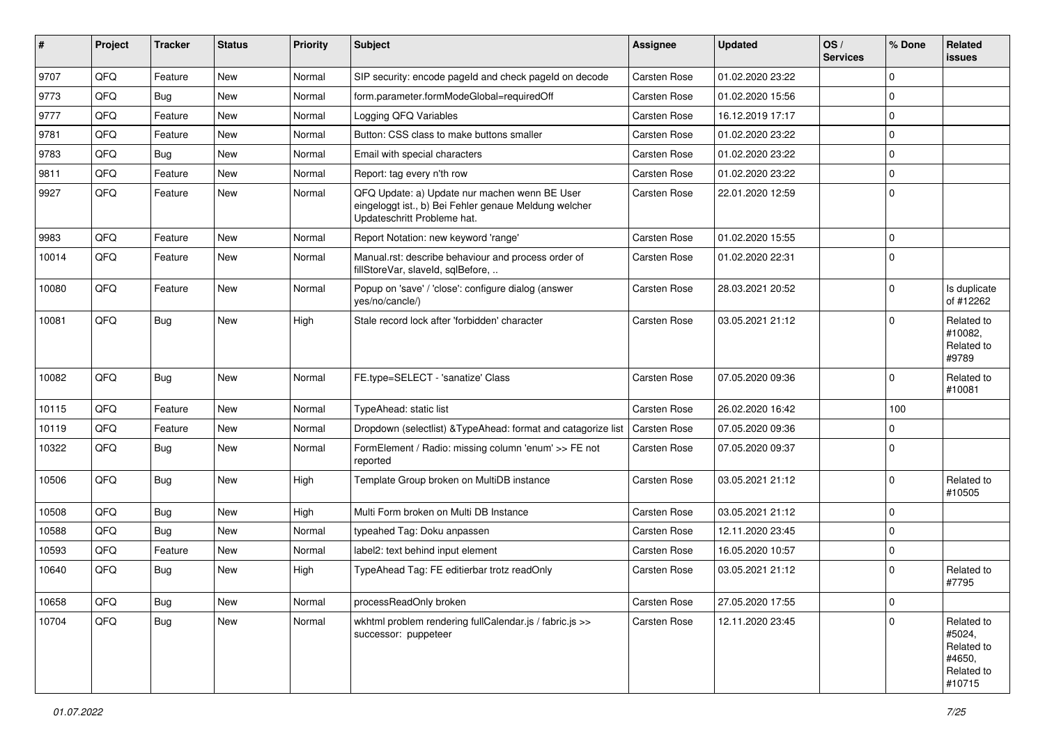| # | Project | Tracker | Status | Priority | Subject | Assignee | Updated | OS / Services | % Done | Related issues |
|---|---|---|---|---|---|---|---|---|---|---|
| 9707 | QFQ | Feature | New | Normal | SIP security: encode pageId and check pageId on decode | Carsten Rose | 01.02.2020 23:22 | | 0 | |
| 9773 | QFQ | Bug | New | Normal | form.parameter.formModeGlobal=requiredOff | Carsten Rose | 01.02.2020 15:56 | | 0 | |
| 9777 | QFQ | Feature | New | Normal | Logging QFQ Variables | Carsten Rose | 16.12.2019 17:17 | | 0 | |
| 9781 | QFQ | Feature | New | Normal | Button: CSS class to make buttons smaller | Carsten Rose | 01.02.2020 23:22 | | 0 | |
| 9783 | QFQ | Bug | New | Normal | Email with special characters | Carsten Rose | 01.02.2020 23:22 | | 0 | |
| 9811 | QFQ | Feature | New | Normal | Report: tag every n'th row | Carsten Rose | 01.02.2020 23:22 | | 0 | |
| 9927 | QFQ | Feature | New | Normal | QFQ Update: a) Update nur machen wenn BE User eingeloggt ist., b) Bei Fehler genaue Meldung welcher Updateschritt Probleme hat. | Carsten Rose | 22.01.2020 12:59 | | 0 | |
| 9983 | QFQ | Feature | New | Normal | Report Notation: new keyword 'range' | Carsten Rose | 01.02.2020 15:55 | | 0 | |
| 10014 | QFQ | Feature | New | Normal | Manual.rst: describe behaviour and process order of fillStoreVar, slaveId, sqlBefore, .. | Carsten Rose | 01.02.2020 22:31 | | 0 | |
| 10080 | QFQ | Feature | New | Normal | Popup on 'save' / 'close': configure dialog (answer yes/no/cancle/) | Carsten Rose | 28.03.2021 20:52 | | 0 | Is duplicate of #12262 |
| 10081 | QFQ | Bug | New | High | Stale record lock after 'forbidden' character | Carsten Rose | 03.05.2021 21:12 | | 0 | Related to #10082, Related to #9789 |
| 10082 | QFQ | Bug | New | Normal | FE.type=SELECT - 'sanatize' Class | Carsten Rose | 07.05.2020 09:36 | | 0 | Related to #10081 |
| 10115 | QFQ | Feature | New | Normal | TypeAhead: static list | Carsten Rose | 26.02.2020 16:42 | | 100 | |
| 10119 | QFQ | Feature | New | Normal | Dropdown (selectlist) &TypeAhead: format and catagorize list | Carsten Rose | 07.05.2020 09:36 | | 0 | |
| 10322 | QFQ | Bug | New | Normal | FormElement / Radio: missing column 'enum' >> FE not reported | Carsten Rose | 07.05.2020 09:37 | | 0 | |
| 10506 | QFQ | Bug | New | High | Template Group broken on MultiDB instance | Carsten Rose | 03.05.2021 21:12 | | 0 | Related to #10505 |
| 10508 | QFQ | Bug | New | High | Multi Form broken on Multi DB Instance | Carsten Rose | 03.05.2021 21:12 | | 0 | |
| 10588 | QFQ | Bug | New | Normal | typeahed Tag: Doku anpassen | Carsten Rose | 12.11.2020 23:45 | | 0 | |
| 10593 | QFQ | Feature | New | Normal | label2: text behind input element | Carsten Rose | 16.05.2020 10:57 | | 0 | |
| 10640 | QFQ | Bug | New | High | TypeAhead Tag: FE editierbar trotz readOnly | Carsten Rose | 03.05.2021 21:12 | | 0 | Related to #7795 |
| 10658 | QFQ | Bug | New | Normal | processReadOnly broken | Carsten Rose | 27.05.2020 17:55 | | 0 | |
| 10704 | QFQ | Bug | New | Normal | wkhtml problem rendering fullCalendar.js / fabric.js >> successor: puppeteer | Carsten Rose | 12.11.2020 23:45 | | 0 | Related to #5024, Related to #4650, Related to #10715 |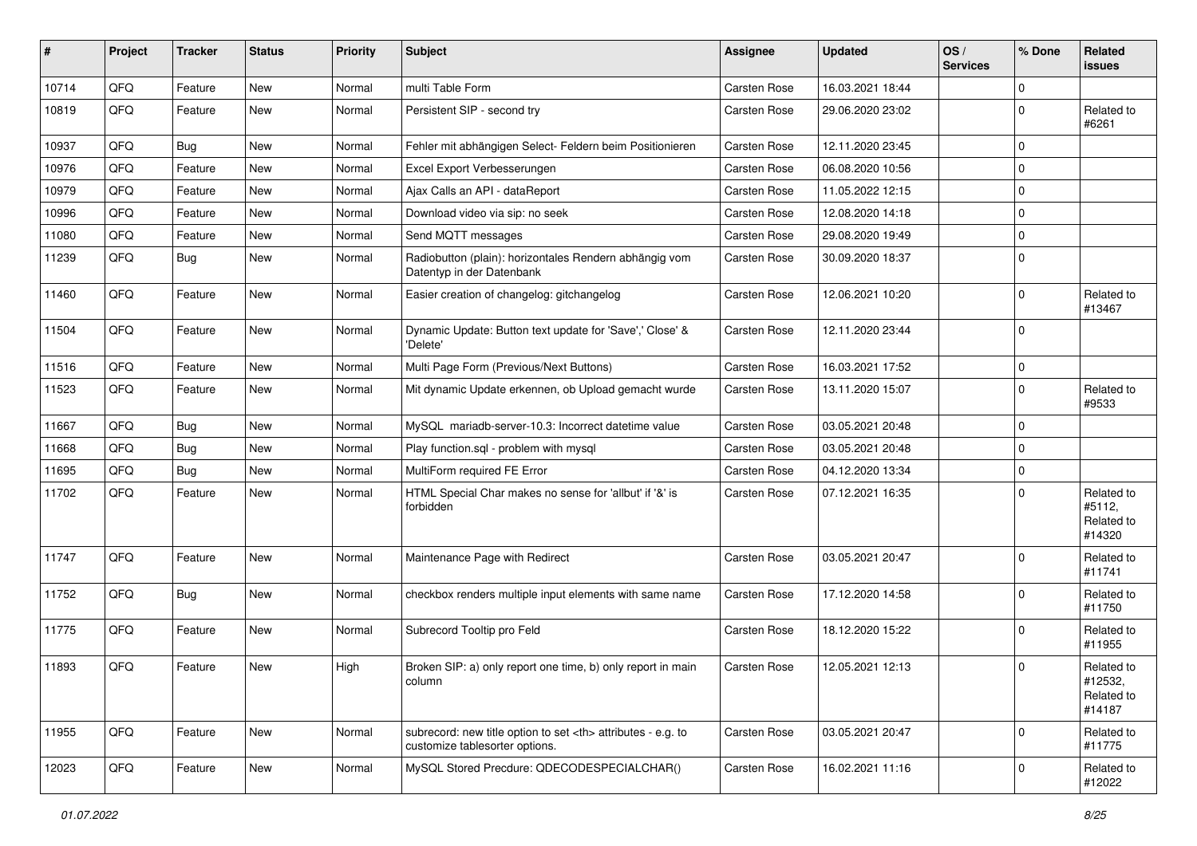| # | Project | Tracker | Status | Priority | Subject | Assignee | Updated | OS / Services | % Done | Related issues |
|---|---|---|---|---|---|---|---|---|---|---|
| 10714 | QFQ | Feature | New | Normal | multi Table Form | Carsten Rose | 16.03.2021 18:44 | | 0 | |
| 10819 | QFQ | Feature | New | Normal | Persistent SIP - second try | Carsten Rose | 29.06.2020 23:02 | | 0 | Related to #6261 |
| 10937 | QFQ | Bug | New | Normal | Fehler mit abhängigen Select- Feldern beim Positionieren | Carsten Rose | 12.11.2020 23:45 | | 0 | |
| 10976 | QFQ | Feature | New | Normal | Excel Export Verbesserungen | Carsten Rose | 06.08.2020 10:56 | | 0 | |
| 10979 | QFQ | Feature | New | Normal | Ajax Calls an API - dataReport | Carsten Rose | 11.05.2022 12:15 | | 0 | |
| 10996 | QFQ | Feature | New | Normal | Download video via sip: no seek | Carsten Rose | 12.08.2020 14:18 | | 0 | |
| 11080 | QFQ | Feature | New | Normal | Send MQTT messages | Carsten Rose | 29.08.2020 19:49 | | 0 | |
| 11239 | QFQ | Bug | New | Normal | Radiobutton (plain): horizontales Rendern abhängig vom Datentyp in der Datenbank | Carsten Rose | 30.09.2020 18:37 | | 0 | |
| 11460 | QFQ | Feature | New | Normal | Easier creation of changelog: gitchangelog | Carsten Rose | 12.06.2021 10:20 | | 0 | Related to #13467 |
| 11504 | QFQ | Feature | New | Normal | Dynamic Update: Button text update for 'Save',' Close' & 'Delete' | Carsten Rose | 12.11.2020 23:44 | | 0 | |
| 11516 | QFQ | Feature | New | Normal | Multi Page Form (Previous/Next Buttons) | Carsten Rose | 16.03.2021 17:52 | | 0 | |
| 11523 | QFQ | Feature | New | Normal | Mit dynamic Update erkennen, ob Upload gemacht wurde | Carsten Rose | 13.11.2020 15:07 | | 0 | Related to #9533 |
| 11667 | QFQ | Bug | New | Normal | MySQL mariadb-server-10.3: Incorrect datetime value | Carsten Rose | 03.05.2021 20:48 | | 0 | |
| 11668 | QFQ | Bug | New | Normal | Play function.sql - problem with mysql | Carsten Rose | 03.05.2021 20:48 | | 0 | |
| 11695 | QFQ | Bug | New | Normal | MultiForm required FE Error | Carsten Rose | 04.12.2020 13:34 | | 0 | |
| 11702 | QFQ | Feature | New | Normal | HTML Special Char makes no sense for 'allbut' if '&' is forbidden | Carsten Rose | 07.12.2021 16:35 | | 0 | Related to #5112, Related to #14320 |
| 11747 | QFQ | Feature | New | Normal | Maintenance Page with Redirect | Carsten Rose | 03.05.2021 20:47 | | 0 | Related to #11741 |
| 11752 | QFQ | Bug | New | Normal | checkbox renders multiple input elements with same name | Carsten Rose | 17.12.2020 14:58 | | 0 | Related to #11750 |
| 11775 | QFQ | Feature | New | Normal | Subrecord Tooltip pro Feld | Carsten Rose | 18.12.2020 15:22 | | 0 | Related to #11955 |
| 11893 | QFQ | Feature | New | High | Broken SIP: a) only report one time, b) only report in main column | Carsten Rose | 12.05.2021 12:13 | | 0 | Related to #12532, Related to #14187 |
| 11955 | QFQ | Feature | New | Normal | subrecord: new title option to set <th> attributes - e.g. to customize tablesorter options. | Carsten Rose | 03.05.2021 20:47 | | 0 | Related to #11775 |
| 12023 | QFQ | Feature | New | Normal | MySQL Stored Precdure: QDECODESPECIALCHAR() | Carsten Rose | 16.02.2021 11:16 | | 0 | Related to #12022 |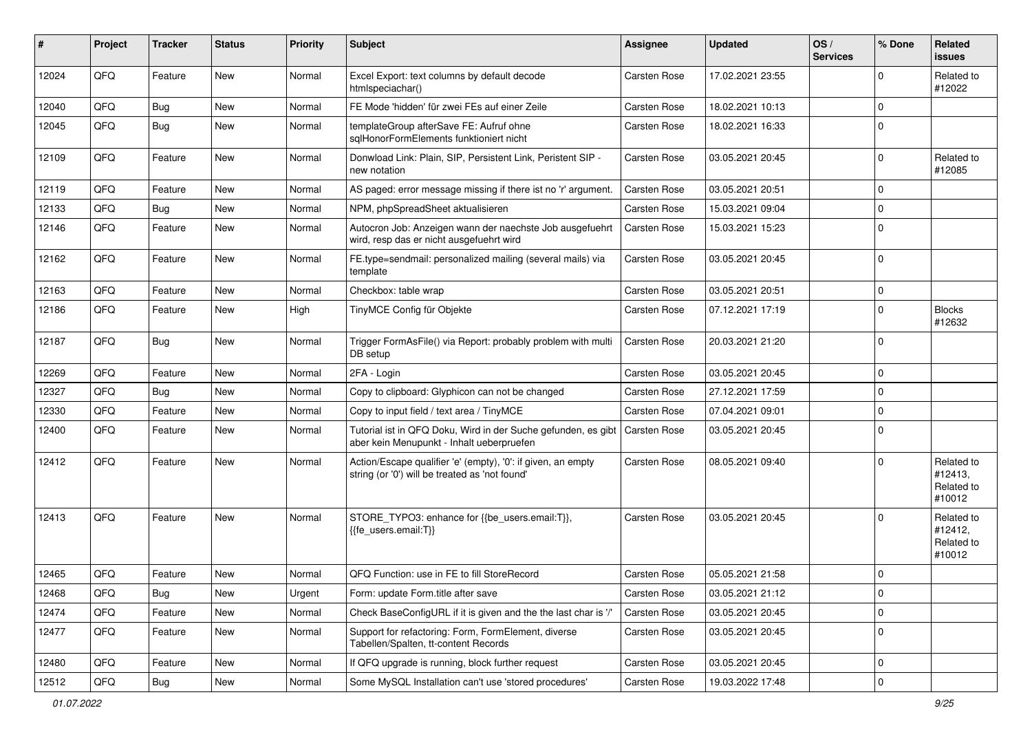| # | Project | Tracker | Status | Priority | Subject | Assignee | Updated | OS / Services | % Done | Related issues |
|---|---|---|---|---|---|---|---|---|---|---|
| 12024 | QFQ | Feature | New | Normal | Excel Export: text columns by default decode htmlspeciachar() | Carsten Rose | 17.02.2021 23:55 | | 0 | Related to #12022 |
| 12040 | QFQ | Bug | New | Normal | FE Mode 'hidden' für zwei FEs auf einer Zeile | Carsten Rose | 18.02.2021 10:13 | | 0 | |
| 12045 | QFQ | Bug | New | Normal | templateGroup afterSave FE: Aufruf ohne sqlHonorFormElements funktioniert nicht | Carsten Rose | 18.02.2021 16:33 | | 0 | |
| 12109 | QFQ | Feature | New | Normal | Donwload Link: Plain, SIP, Persistent Link, Peristent SIP - new notation | Carsten Rose | 03.05.2021 20:45 | | 0 | Related to #12085 |
| 12119 | QFQ | Feature | New | Normal | AS paged: error message missing if there ist no 'r' argument. | Carsten Rose | 03.05.2021 20:51 | | 0 | |
| 12133 | QFQ | Bug | New | Normal | NPM, phpSpreadSheet aktualisieren | Carsten Rose | 15.03.2021 09:04 | | 0 | |
| 12146 | QFQ | Feature | New | Normal | Autocron Job: Anzeigen wann der naechste Job ausgefuehrt wird, resp das er nicht ausgefuehrt wird | Carsten Rose | 15.03.2021 15:23 | | 0 | |
| 12162 | QFQ | Feature | New | Normal | FE.type=sendmail: personalized mailing (several mails) via template | Carsten Rose | 03.05.2021 20:45 | | 0 | |
| 12163 | QFQ | Feature | New | Normal | Checkbox: table wrap | Carsten Rose | 03.05.2021 20:51 | | 0 | |
| 12186 | QFQ | Feature | New | High | TinyMCE Config für Objekte | Carsten Rose | 07.12.2021 17:19 | | 0 | Blocks #12632 |
| 12187 | QFQ | Bug | New | Normal | Trigger FormAsFile() via Report: probably problem with multi DB setup | Carsten Rose | 20.03.2021 21:20 | | 0 | |
| 12269 | QFQ | Feature | New | Normal | 2FA - Login | Carsten Rose | 03.05.2021 20:45 | | 0 | |
| 12327 | QFQ | Bug | New | Normal | Copy to clipboard: Glyphicon can not be changed | Carsten Rose | 27.12.2021 17:59 | | 0 | |
| 12330 | QFQ | Feature | New | Normal | Copy to input field / text area / TinyMCE | Carsten Rose | 07.04.2021 09:01 | | 0 | |
| 12400 | QFQ | Feature | New | Normal | Tutorial ist in QFQ Doku, Wird in der Suche gefunden, es gibt aber kein Menupunkt - Inhalt ueberpruefen | Carsten Rose | 03.05.2021 20:45 | | 0 | |
| 12412 | QFQ | Feature | New | Normal | Action/Escape qualifier 'e' (empty), '0': if given, an empty string (or '0') will be treated as 'not found' | Carsten Rose | 08.05.2021 09:40 | | 0 | Related to #12413, Related to #10012 |
| 12413 | QFQ | Feature | New | Normal | STORE_TYPO3: enhance for {{be_users.email:T}}, {{fe_users.email:T}} | Carsten Rose | 03.05.2021 20:45 | | 0 | Related to #12412, Related to #10012 |
| 12465 | QFQ | Feature | New | Normal | QFQ Function: use in FE to fill StoreRecord | Carsten Rose | 05.05.2021 21:58 | | 0 | |
| 12468 | QFQ | Bug | New | Urgent | Form: update Form.title after save | Carsten Rose | 03.05.2021 21:12 | | 0 | |
| 12474 | QFQ | Feature | New | Normal | Check BaseConfigURL if it is given and the the last char is '/' | Carsten Rose | 03.05.2021 20:45 | | 0 | |
| 12477 | QFQ | Feature | New | Normal | Support for refactoring: Form, FormElement, diverse Tabellen/Spalten, tt-content Records | Carsten Rose | 03.05.2021 20:45 | | 0 | |
| 12480 | QFQ | Feature | New | Normal | If QFQ upgrade is running, block further request | Carsten Rose | 03.05.2021 20:45 | | 0 | |
| 12512 | QFQ | Bug | New | Normal | Some MySQL Installation can't use 'stored procedures' | Carsten Rose | 19.03.2022 17:48 | | 0 | |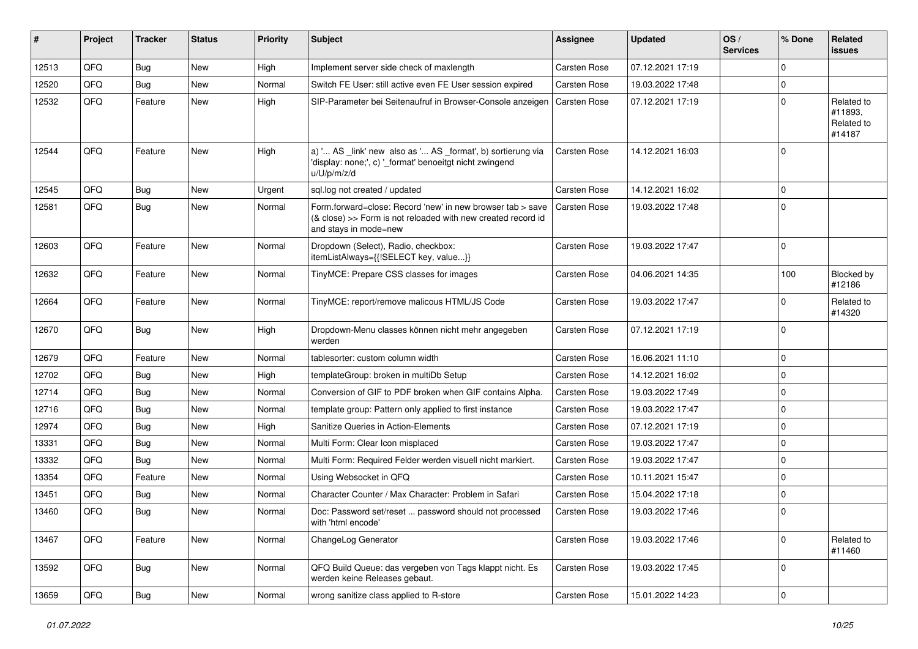| # | Project | Tracker | Status | Priority | Subject | Assignee | Updated | OS / Services | % Done | Related issues |
|---|---|---|---|---|---|---|---|---|---|---|
| 12513 | QFQ | Bug | New | High | Implement server side check of maxlength | Carsten Rose | 07.12.2021 17:19 | | 0 | |
| 12520 | QFQ | Bug | New | Normal | Switch FE User: still active even FE User session expired | Carsten Rose | 19.03.2022 17:48 | | 0 | |
| 12532 | QFQ | Feature | New | High | SIP-Parameter bei Seitenaufruf in Browser-Console anzeigen | Carsten Rose | 07.12.2021 17:19 | | 0 | Related to #11893, Related to #14187 |
| 12544 | QFQ | Feature | New | High | a) '... AS _link' new also as '... AS _format', b) sortierung via 'display: none;', c) '_format' benoeitgt nicht zwingend u/U/p/m/z/d | Carsten Rose | 14.12.2021 16:03 | | 0 | |
| 12545 | QFQ | Bug | New | Urgent | sql.log not created / updated | Carsten Rose | 14.12.2021 16:02 | | 0 | |
| 12581 | QFQ | Bug | New | Normal | Form.forward=close: Record 'new' in new browser tab > save (& close) >> Form is not reloaded with new created record id and stays in mode=new | Carsten Rose | 19.03.2022 17:48 | | 0 | |
| 12603 | QFQ | Feature | New | Normal | Dropdown (Select), Radio, checkbox: itemListAlways={{!SELECT key, value...}} | Carsten Rose | 19.03.2022 17:47 | | 0 | |
| 12632 | QFQ | Feature | New | Normal | TinyMCE: Prepare CSS classes for images | Carsten Rose | 04.06.2021 14:35 | | 100 | Blocked by #12186 |
| 12664 | QFQ | Feature | New | Normal | TinyMCE: report/remove malicous HTML/JS Code | Carsten Rose | 19.03.2022 17:47 | | 0 | Related to #14320 |
| 12670 | QFQ | Bug | New | High | Dropdown-Menu classes können nicht mehr angegeben werden | Carsten Rose | 07.12.2021 17:19 | | 0 | |
| 12679 | QFQ | Feature | New | Normal | tablesorter: custom column width | Carsten Rose | 16.06.2021 11:10 | | 0 | |
| 12702 | QFQ | Bug | New | High | templateGroup: broken in multiDb Setup | Carsten Rose | 14.12.2021 16:02 | | 0 | |
| 12714 | QFQ | Bug | New | Normal | Conversion of GIF to PDF broken when GIF contains Alpha. | Carsten Rose | 19.03.2022 17:49 | | 0 | |
| 12716 | QFQ | Bug | New | Normal | template group: Pattern only applied to first instance | Carsten Rose | 19.03.2022 17:47 | | 0 | |
| 12974 | QFQ | Bug | New | High | Sanitize Queries in Action-Elements | Carsten Rose | 07.12.2021 17:19 | | 0 | |
| 13331 | QFQ | Bug | New | Normal | Multi Form: Clear Icon misplaced | Carsten Rose | 19.03.2022 17:47 | | 0 | |
| 13332 | QFQ | Bug | New | Normal | Multi Form: Required Felder werden visuell nicht markiert. | Carsten Rose | 19.03.2022 17:47 | | 0 | |
| 13354 | QFQ | Feature | New | Normal | Using Websocket in QFQ | Carsten Rose | 10.11.2021 15:47 | | 0 | |
| 13451 | QFQ | Bug | New | Normal | Character Counter / Max Character: Problem in Safari | Carsten Rose | 15.04.2022 17:18 | | 0 | |
| 13460 | QFQ | Bug | New | Normal | Doc: Password set/reset ... password should not processed with 'html encode' | Carsten Rose | 19.03.2022 17:46 | | 0 | |
| 13467 | QFQ | Feature | New | Normal | ChangeLog Generator | Carsten Rose | 19.03.2022 17:46 | | 0 | Related to #11460 |
| 13592 | QFQ | Bug | New | Normal | QFQ Build Queue: das vergeben von Tags klappt nicht. Es werden keine Releases gebaut. | Carsten Rose | 19.03.2022 17:45 | | 0 | |
| 13659 | QFQ | Bug | New | Normal | wrong sanitize class applied to R-store | Carsten Rose | 15.01.2022 14:23 | | 0 | |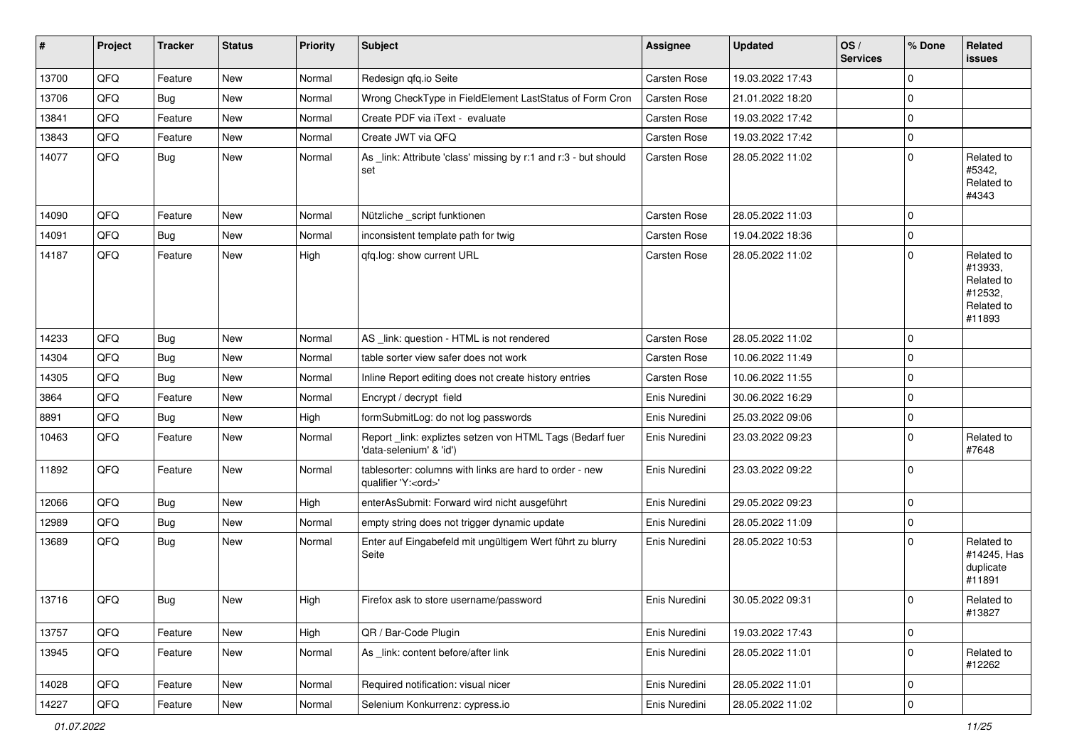| # | Project | Tracker | Status | Priority | Subject | Assignee | Updated | OS / Services | % Done | Related issues |
|---|---|---|---|---|---|---|---|---|---|---|
| 13700 | QFQ | Feature | New | Normal | Redesign qfq.io Seite | Carsten Rose | 19.03.2022 17:43 | | 0 | |
| 13706 | QFQ | Bug | New | Normal | Wrong CheckType in FieldElement LastStatus of Form Cron | Carsten Rose | 21.01.2022 18:20 | | 0 | |
| 13841 | QFQ | Feature | New | Normal | Create PDF via iText - evaluate | Carsten Rose | 19.03.2022 17:42 | | 0 | |
| 13843 | QFQ | Feature | New | Normal | Create JWT via QFQ | Carsten Rose | 19.03.2022 17:42 | | 0 | |
| 14077 | QFQ | Bug | New | Normal | As _link: Attribute 'class' missing by r:1 and r:3 - but should set | Carsten Rose | 28.05.2022 11:02 | | 0 | Related to #5342, Related to #4343 |
| 14090 | QFQ | Feature | New | Normal | Nützliche _script funktionen | Carsten Rose | 28.05.2022 11:03 | | 0 | |
| 14091 | QFQ | Bug | New | Normal | inconsistent template path for twig | Carsten Rose | 19.04.2022 18:36 | | 0 | |
| 14187 | QFQ | Feature | New | High | qfq.log: show current URL | Carsten Rose | 28.05.2022 11:02 | | 0 | Related to #13933, Related to #12532, Related to #11893 |
| 14233 | QFQ | Bug | New | Normal | AS _link: question - HTML is not rendered | Carsten Rose | 28.05.2022 11:02 | | 0 | |
| 14304 | QFQ | Bug | New | Normal | table sorter view safer does not work | Carsten Rose | 10.06.2022 11:49 | | 0 | |
| 14305 | QFQ | Bug | New | Normal | Inline Report editing does not create history entries | Carsten Rose | 10.06.2022 11:55 | | 0 | |
| 3864 | QFQ | Feature | New | Normal | Encrypt / decrypt field | Enis Nuredini | 30.06.2022 16:29 | | 0 | |
| 8891 | QFQ | Bug | New | High | formSubmitLog: do not log passwords | Enis Nuredini | 25.03.2022 09:06 | | 0 | |
| 10463 | QFQ | Feature | New | Normal | Report _link: expliztes setzen von HTML Tags (Bedarf fuer 'data-selenium' & 'id') | Enis Nuredini | 23.03.2022 09:23 | | 0 | Related to #7648 |
| 11892 | QFQ | Feature | New | Normal | tablesorter: columns with links are hard to order - new qualifier 'Y:<ord>' | Enis Nuredini | 23.03.2022 09:22 | | 0 | |
| 12066 | QFQ | Bug | New | High | enterAsSubmit: Forward wird nicht ausgeführt | Enis Nuredini | 29.05.2022 09:23 | | 0 | |
| 12989 | QFQ | Bug | New | Normal | empty string does not trigger dynamic update | Enis Nuredini | 28.05.2022 11:09 | | 0 | |
| 13689 | QFQ | Bug | New | Normal | Enter auf Eingabefeld mit ungültigem Wert führt zu blurry Seite | Enis Nuredini | 28.05.2022 10:53 | | 0 | Related to #14245, Has duplicate #11891 |
| 13716 | QFQ | Bug | New | High | Firefox ask to store username/password | Enis Nuredini | 30.05.2022 09:31 | | 0 | Related to #13827 |
| 13757 | QFQ | Feature | New | High | QR / Bar-Code Plugin | Enis Nuredini | 19.03.2022 17:43 | | 0 | |
| 13945 | QFQ | Feature | New | Normal | As _link: content before/after link | Enis Nuredini | 28.05.2022 11:01 | | 0 | Related to #12262 |
| 14028 | QFQ | Feature | New | Normal | Required notification: visual nicer | Enis Nuredini | 28.05.2022 11:01 | | 0 | |
| 14227 | QFQ | Feature | New | Normal | Selenium Konkurrenz: cypress.io | Enis Nuredini | 28.05.2022 11:02 | | 0 | |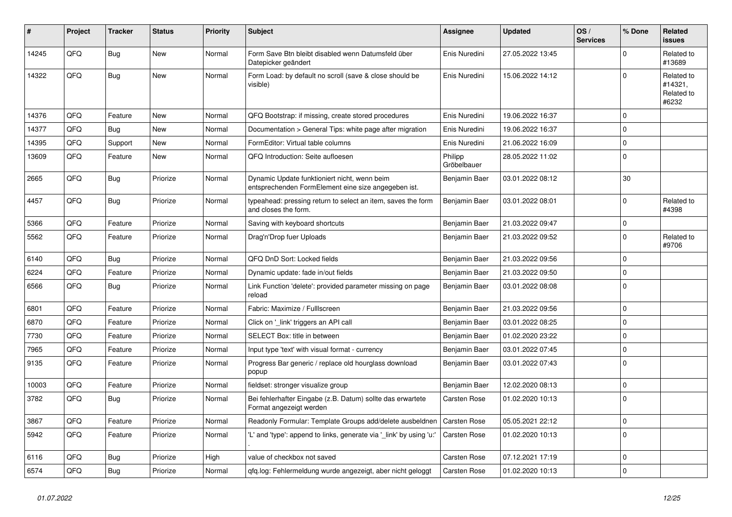| # | Project | Tracker | Status | Priority | Subject | Assignee | Updated | OS / Services | % Done | Related issues |
|---|---|---|---|---|---|---|---|---|---|---|
| 14245 | QFQ | Bug | New | Normal | Form Save Btn bleibt disabled wenn Datumsfeld über Datepicker geändert | Enis Nuredini | 27.05.2022 13:45 | | 0 | Related to #13689 |
| 14322 | QFQ | Bug | New | Normal | Form Load: by default no scroll (save & close should be visible) | Enis Nuredini | 15.06.2022 14:12 | | 0 | Related to #14321, Related to #6232 |
| 14376 | QFQ | Feature | New | Normal | QFQ Bootstrap: if missing, create stored procedures | Enis Nuredini | 19.06.2022 16:37 | | 0 | |
| 14377 | QFQ | Bug | New | Normal | Documentation > General Tips: white page after migration | Enis Nuredini | 19.06.2022 16:37 | | 0 | |
| 14395 | QFQ | Support | New | Normal | FormEditor: Virtual table columns | Enis Nuredini | 21.06.2022 16:09 | | 0 | |
| 13609 | QFQ | Feature | New | Normal | QFQ Introduction: Seite aufloesen | Philipp Gröbelbauer | 28.05.2022 11:02 | | 0 | |
| 2665 | QFQ | Bug | Priorize | Normal | Dynamic Update funktioniert nicht, wenn beim entsprechenden FormElement eine size angegeben ist. | Benjamin Baer | 03.01.2022 08:12 | | 30 | |
| 4457 | QFQ | Bug | Priorize | Normal | typeahead: pressing return to select an item, saves the form and closes the form. | Benjamin Baer | 03.01.2022 08:01 | | 0 | Related to #4398 |
| 5366 | QFQ | Feature | Priorize | Normal | Saving with keyboard shortcuts | Benjamin Baer | 21.03.2022 09:47 | | 0 | |
| 5562 | QFQ | Feature | Priorize | Normal | Drag'n'Drop fuer Uploads | Benjamin Baer | 21.03.2022 09:52 | | 0 | Related to #9706 |
| 6140 | QFQ | Bug | Priorize | Normal | QFQ DnD Sort: Locked fields | Benjamin Baer | 21.03.2022 09:56 | | 0 | |
| 6224 | QFQ | Feature | Priorize | Normal | Dynamic update: fade in/out fields | Benjamin Baer | 21.03.2022 09:50 | | 0 | |
| 6566 | QFQ | Bug | Priorize | Normal | Link Function 'delete': provided parameter missing on page reload | Benjamin Baer | 03.01.2022 08:08 | | 0 | |
| 6801 | QFQ | Feature | Priorize | Normal | Fabric: Maximize / Fulllscreen | Benjamin Baer | 21.03.2022 09:56 | | 0 | |
| 6870 | QFQ | Feature | Priorize | Normal | Click on '_link' triggers an API call | Benjamin Baer | 03.01.2022 08:25 | | 0 | |
| 7730 | QFQ | Feature | Priorize | Normal | SELECT Box: title in between | Benjamin Baer | 01.02.2020 23:22 | | 0 | |
| 7965 | QFQ | Feature | Priorize | Normal | Input type 'text' with visual format - currency | Benjamin Baer | 03.01.2022 07:45 | | 0 | |
| 9135 | QFQ | Feature | Priorize | Normal | Progress Bar generic / replace old hourglass download popup | Benjamin Baer | 03.01.2022 07:43 | | 0 | |
| 10003 | QFQ | Feature | Priorize | Normal | fieldset: stronger visualize group | Benjamin Baer | 12.02.2020 08:13 | | 0 | |
| 3782 | QFQ | Bug | Priorize | Normal | Bei fehlerhafter Eingabe (z.B. Datum) sollte das erwartete Format angezeigt werden | Carsten Rose | 01.02.2020 10:13 | | 0 | |
| 3867 | QFQ | Feature | Priorize | Normal | Readonly Formular: Template Groups add/delete ausbeldnen | Carsten Rose | 05.05.2021 22:12 | | 0 | |
| 5942 | QFQ | Feature | Priorize | Normal | 'L' and 'type': append to links, generate via '_link' by using 'u:' . | Carsten Rose | 01.02.2020 10:13 | | 0 | |
| 6116 | QFQ | Bug | Priorize | High | value of checkbox not saved | Carsten Rose | 07.12.2021 17:19 | | 0 | |
| 6574 | QFQ | Bug | Priorize | Normal | qfq.log: Fehlermeldung wurde angezeigt, aber nicht geloggt | Carsten Rose | 01.02.2020 10:13 | | 0 | |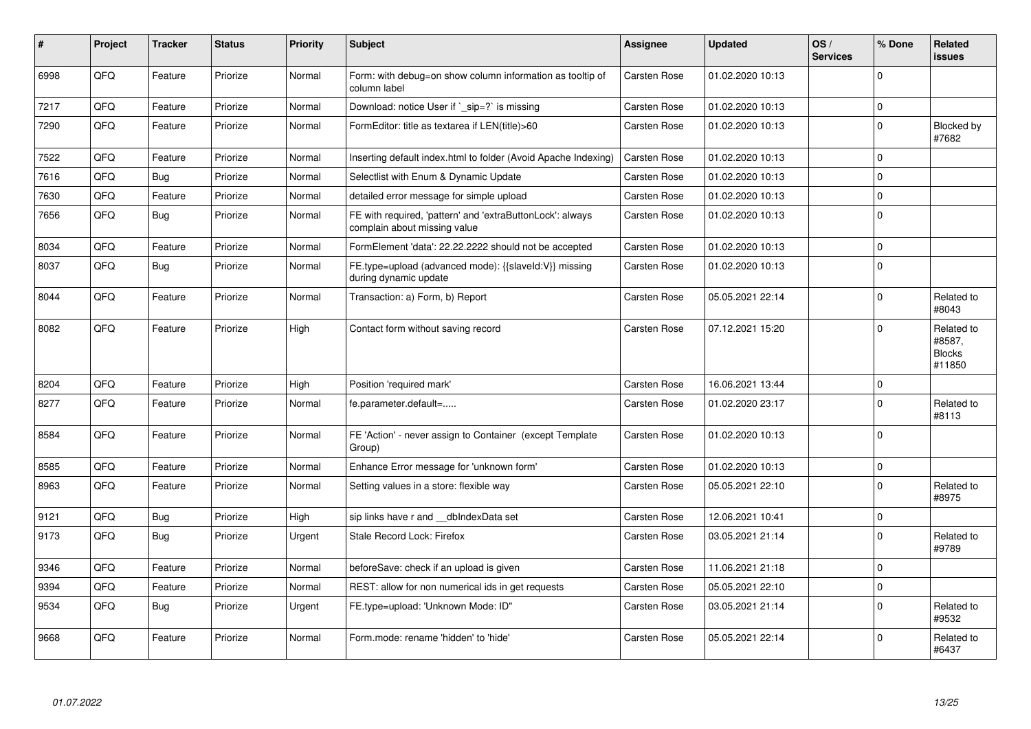| # | Project | Tracker | Status | Priority | Subject | Assignee | Updated | OS / Services | % Done | Related issues |
|---|---|---|---|---|---|---|---|---|---|---|
| 6998 | QFQ | Feature | Priorize | Normal | Form: with debug=on show column information as tooltip of column label | Carsten Rose | 01.02.2020 10:13 | | 0 | |
| 7217 | QFQ | Feature | Priorize | Normal | Download: notice User if `_sip=?` is missing | Carsten Rose | 01.02.2020 10:13 | | 0 | |
| 7290 | QFQ | Feature | Priorize | Normal | FormEditor: title as textarea if LEN(title)>60 | Carsten Rose | 01.02.2020 10:13 | | 0 | Blocked by #7682 |
| 7522 | QFQ | Feature | Priorize | Normal | Inserting default index.html to folder (Avoid Apache Indexing) | Carsten Rose | 01.02.2020 10:13 | | 0 | |
| 7616 | QFQ | Bug | Priorize | Normal | Selectlist with Enum & Dynamic Update | Carsten Rose | 01.02.2020 10:13 | | 0 | |
| 7630 | QFQ | Feature | Priorize | Normal | detailed error message for simple upload | Carsten Rose | 01.02.2020 10:13 | | 0 | |
| 7656 | QFQ | Bug | Priorize | Normal | FE with required, 'pattern' and 'extraButtonLock': always complain about missing value | Carsten Rose | 01.02.2020 10:13 | | 0 | |
| 8034 | QFQ | Feature | Priorize | Normal | FormElement 'data': 22.22.2222 should not be accepted | Carsten Rose | 01.02.2020 10:13 | | 0 | |
| 8037 | QFQ | Bug | Priorize | Normal | FE.type=upload (advanced mode): {{slaveId:V}} missing during dynamic update | Carsten Rose | 01.02.2020 10:13 | | 0 | |
| 8044 | QFQ | Feature | Priorize | Normal | Transaction: a) Form, b) Report | Carsten Rose | 05.05.2021 22:14 | | 0 | Related to #8043 |
| 8082 | QFQ | Feature | Priorize | High | Contact form without saving record | Carsten Rose | 07.12.2021 15:20 | | 0 | Related to #8587, Blocks #11850 |
| 8204 | QFQ | Feature | Priorize | High | Position 'required mark' | Carsten Rose | 16.06.2021 13:44 | | 0 | |
| 8277 | QFQ | Feature | Priorize | Normal | fe.parameter.default=..... | Carsten Rose | 01.02.2020 23:17 | | 0 | Related to #8113 |
| 8584 | QFQ | Feature | Priorize | Normal | FE 'Action' - never assign to Container (except Template Group) | Carsten Rose | 01.02.2020 10:13 | | 0 | |
| 8585 | QFQ | Feature | Priorize | Normal | Enhance Error message for 'unknown form' | Carsten Rose | 01.02.2020 10:13 | | 0 | |
| 8963 | QFQ | Feature | Priorize | Normal | Setting values in a store: flexible way | Carsten Rose | 05.05.2021 22:10 | | 0 | Related to #8975 |
| 9121 | QFQ | Bug | Priorize | High | sip links have r and __dbIndexData set | Carsten Rose | 12.06.2021 10:41 | | 0 | |
| 9173 | QFQ | Bug | Priorize | Urgent | Stale Record Lock: Firefox | Carsten Rose | 03.05.2021 21:14 | | 0 | Related to #9789 |
| 9346 | QFQ | Feature | Priorize | Normal | beforeSave: check if an upload is given | Carsten Rose | 11.06.2021 21:18 | | 0 | |
| 9394 | QFQ | Feature | Priorize | Normal | REST: allow for non numerical ids in get requests | Carsten Rose | 05.05.2021 22:10 | | 0 | |
| 9534 | QFQ | Bug | Priorize | Urgent | FE.type=upload: 'Unknown Mode: ID" | Carsten Rose | 03.05.2021 21:14 | | 0 | Related to #9532 |
| 9668 | QFQ | Feature | Priorize | Normal | Form.mode: rename 'hidden' to 'hide' | Carsten Rose | 05.05.2021 22:14 | | 0 | Related to #6437 |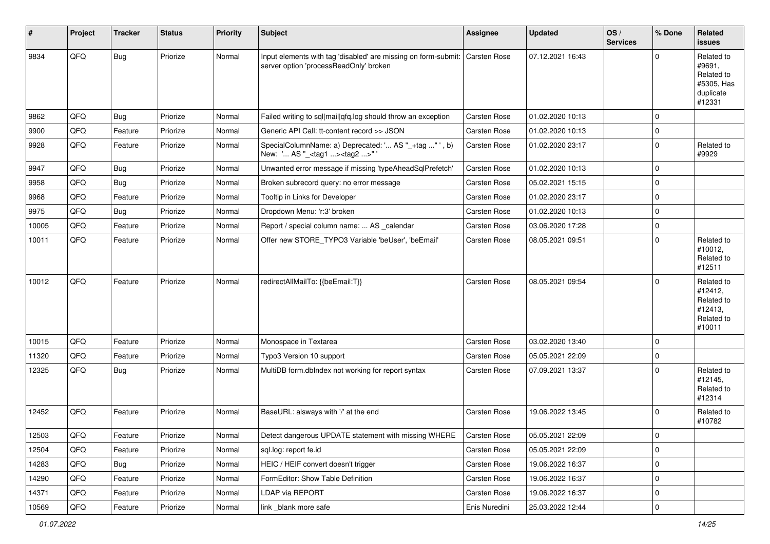| # | Project | Tracker | Status | Priority | Subject | Assignee | Updated | OS / Services | % Done | Related issues |
|---|---|---|---|---|---|---|---|---|---|---|
| 9834 | QFQ | Bug | Priorize | Normal | Input elements with tag 'disabled' are missing on form-submit: server option 'processReadOnly' broken | Carsten Rose | 07.12.2021 16:43 | | 0 | Related to #9691, Related to #5305, Has duplicate #12331 |
| 9862 | QFQ | Bug | Priorize | Normal | Failed writing to sql\|mail\|qfq.log should throw an exception | Carsten Rose | 01.02.2020 10:13 | | 0 | |
| 9900 | QFQ | Feature | Priorize | Normal | Generic API Call: tt-content record >> JSON | Carsten Rose | 01.02.2020 10:13 | | 0 | |
| 9928 | QFQ | Feature | Priorize | Normal | SpecialColumnName: a) Deprecated: '... AS "_+tag ..." ', b) New: '... AS "_<tag1 ...><tag2 ...>" ' | Carsten Rose | 01.02.2020 23:17 | | 0 | Related to #9929 |
| 9947 | QFQ | Bug | Priorize | Normal | Unwanted error message if missing 'typeAheadSqlPrefetch' | Carsten Rose | 01.02.2020 10:13 | | 0 | |
| 9958 | QFQ | Bug | Priorize | Normal | Broken subrecord query: no error message | Carsten Rose | 05.02.2021 15:15 | | 0 | |
| 9968 | QFQ | Feature | Priorize | Normal | Tooltip in Links for Developer | Carsten Rose | 01.02.2020 23:17 | | 0 | |
| 9975 | QFQ | Bug | Priorize | Normal | Dropdown Menu: 'r:3' broken | Carsten Rose | 01.02.2020 10:13 | | 0 | |
| 10005 | QFQ | Feature | Priorize | Normal | Report / special column name: ... AS _calendar | Carsten Rose | 03.06.2020 17:28 | | 0 | |
| 10011 | QFQ | Feature | Priorize | Normal | Offer new STORE_TYPO3 Variable 'beUser', 'beEmail' | Carsten Rose | 08.05.2021 09:51 | | 0 | Related to #10012, Related to #12511 |
| 10012 | QFQ | Feature | Priorize | Normal | redirectAllMailTo: {{beEmail:T}} | Carsten Rose | 08.05.2021 09:54 | | 0 | Related to #12412, Related to #12413, Related to #10011 |
| 10015 | QFQ | Feature | Priorize | Normal | Monospace in Textarea | Carsten Rose | 03.02.2020 13:40 | | 0 | |
| 11320 | QFQ | Feature | Priorize | Normal | Typo3 Version 10 support | Carsten Rose | 05.05.2021 22:09 | | 0 | |
| 12325 | QFQ | Bug | Priorize | Normal | MultiDB form.dbIndex not working for report syntax | Carsten Rose | 07.09.2021 13:37 | | 0 | Related to #12145, Related to #12314 |
| 12452 | QFQ | Feature | Priorize | Normal | BaseURL: alsways with '/' at the end | Carsten Rose | 19.06.2022 13:45 | | 0 | Related to #10782 |
| 12503 | QFQ | Feature | Priorize | Normal | Detect dangerous UPDATE statement with missing WHERE | Carsten Rose | 05.05.2021 22:09 | | 0 | |
| 12504 | QFQ | Feature | Priorize | Normal | sql.log: report fe.id | Carsten Rose | 05.05.2021 22:09 | | 0 | |
| 14283 | QFQ | Bug | Priorize | Normal | HEIC / HEIF convert doesn't trigger | Carsten Rose | 19.06.2022 16:37 | | 0 | |
| 14290 | QFQ | Feature | Priorize | Normal | FormEditor: Show Table Definition | Carsten Rose | 19.06.2022 16:37 | | 0 | |
| 14371 | QFQ | Feature | Priorize | Normal | LDAP via REPORT | Carsten Rose | 19.06.2022 16:37 | | 0 | |
| 10569 | QFQ | Feature | Priorize | Normal | link _blank more safe | Enis Nuredini | 25.03.2022 12:44 | | 0 | |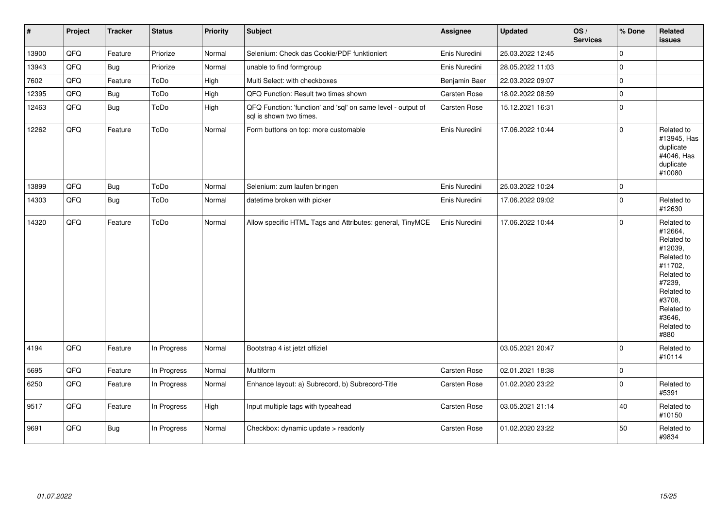| # | Project | Tracker | Status | Priority | Subject | Assignee | Updated | OS / Services | % Done | Related issues |
|---|---|---|---|---|---|---|---|---|---|---|
| 13900 | QFQ | Feature | Priorize | Normal | Selenium: Check das Cookie/PDF funktioniert | Enis Nuredini | 25.03.2022 12:45 | | 0 | |
| 13943 | QFQ | Bug | Priorize | Normal | unable to find formgroup | Enis Nuredini | 28.05.2022 11:03 | | 0 | |
| 7602 | QFQ | Feature | ToDo | High | Multi Select: with checkboxes | Benjamin Baer | 22.03.2022 09:07 | | 0 | |
| 12395 | QFQ | Bug | ToDo | High | QFQ Function: Result two times shown | Carsten Rose | 18.02.2022 08:59 | | 0 | |
| 12463 | QFQ | Bug | ToDo | High | QFQ Function: 'function' and 'sql' on same level - output of sql is shown two times. | Carsten Rose | 15.12.2021 16:31 | | 0 | |
| 12262 | QFQ | Feature | ToDo | Normal | Form buttons on top: more customable | Enis Nuredini | 17.06.2022 10:44 | | 0 | Related to #13945, Has duplicate #4046, Has duplicate #10080 |
| 13899 | QFQ | Bug | ToDo | Normal | Selenium: zum laufen bringen | Enis Nuredini | 25.03.2022 10:24 | | 0 | |
| 14303 | QFQ | Bug | ToDo | Normal | datetime broken with picker | Enis Nuredini | 17.06.2022 09:02 | | 0 | Related to #12630 |
| 14320 | QFQ | Feature | ToDo | Normal | Allow specific HTML Tags and Attributes: general, TinyMCE | Enis Nuredini | 17.06.2022 10:44 | | 0 | Related to #12664, Related to #12039, Related to #11702, Related to #7239, Related to #3708, Related to #3646, Related to #880 |
| 4194 | QFQ | Feature | In Progress | Normal | Bootstrap 4 ist jetzt offiziel | | 03.05.2021 20:47 | | 0 | Related to #10114 |
| 5695 | QFQ | Feature | In Progress | Normal | Multiform | Carsten Rose | 02.01.2021 18:38 | | 0 | |
| 6250 | QFQ | Feature | In Progress | Normal | Enhance layout: a) Subrecord, b) Subrecord-Title | Carsten Rose | 01.02.2020 23:22 | | 0 | Related to #5391 |
| 9517 | QFQ | Feature | In Progress | High | Input multiple tags with typeahead | Carsten Rose | 03.05.2021 21:14 | | 40 | Related to #10150 |
| 9691 | QFQ | Bug | In Progress | Normal | Checkbox: dynamic update > readonly | Carsten Rose | 01.02.2020 23:22 | | 50 | Related to #9834 |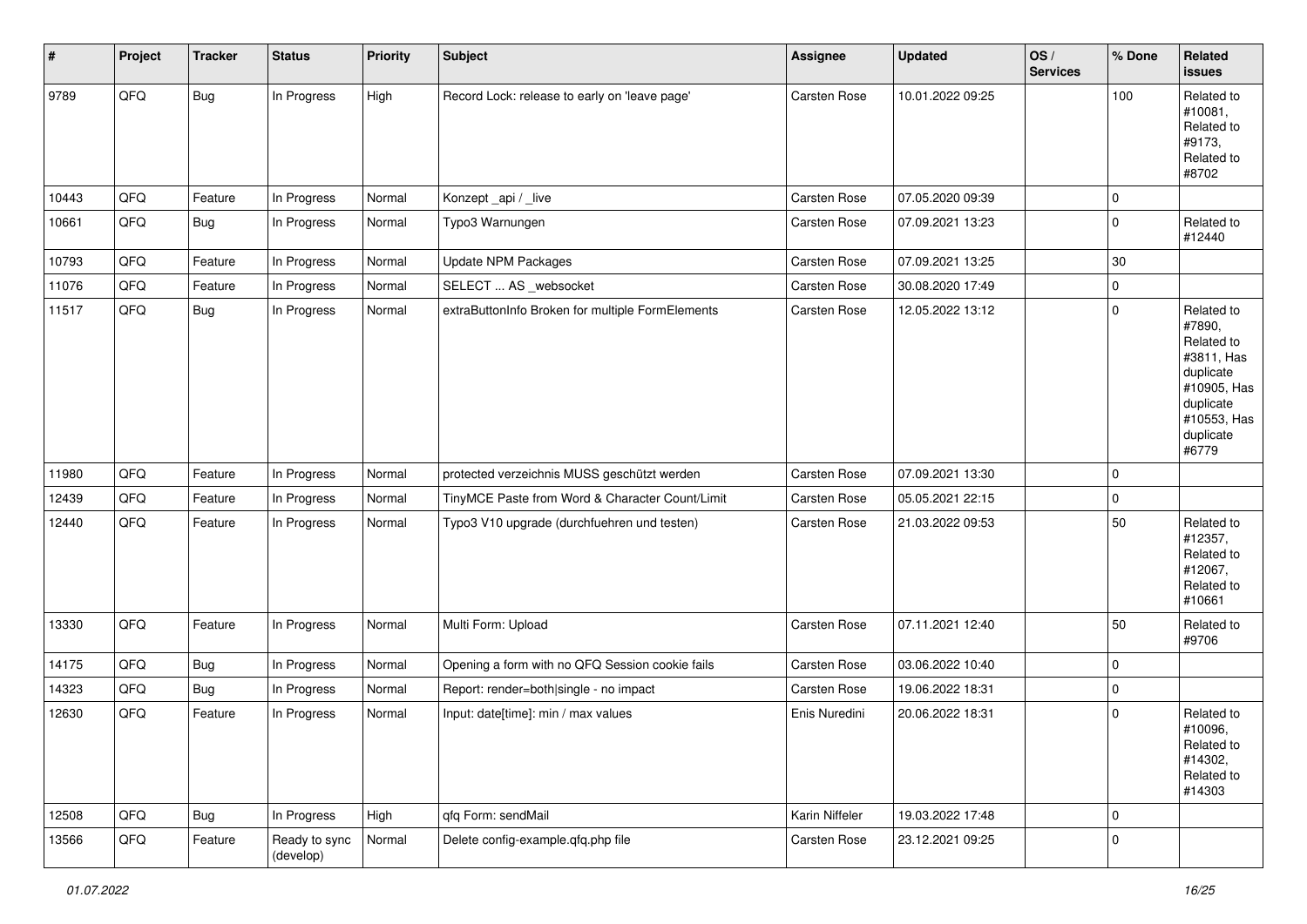| # | Project | Tracker | Status | Priority | Subject | Assignee | Updated | OS / Services | % Done | Related issues |
|---|---|---|---|---|---|---|---|---|---|---|
| 9789 | QFQ | Bug | In Progress | High | Record Lock: release to early on 'leave page' | Carsten Rose | 10.01.2022 09:25 | | 100 | Related to #10081, Related to #9173, Related to #8702 |
| 10443 | QFQ | Feature | In Progress | Normal | Konzept _api / _live | Carsten Rose | 07.05.2020 09:39 | | 0 | |
| 10661 | QFQ | Bug | In Progress | Normal | Typo3 Warnungen | Carsten Rose | 07.09.2021 13:23 | | 0 | Related to #12440 |
| 10793 | QFQ | Feature | In Progress | Normal | Update NPM Packages | Carsten Rose | 07.09.2021 13:25 | | 30 | |
| 11076 | QFQ | Feature | In Progress | Normal | SELECT ... AS _websocket | Carsten Rose | 30.08.2020 17:49 | | 0 | |
| 11517 | QFQ | Bug | In Progress | Normal | extraButtonInfo Broken for multiple FormElements | Carsten Rose | 12.05.2022 13:12 | | 0 | Related to #7890, Related to #3811, Has duplicate #10905, Has duplicate #10553, Has duplicate #6779 |
| 11980 | QFQ | Feature | In Progress | Normal | protected verzeichnis MUSS geschützt werden | Carsten Rose | 07.09.2021 13:30 | | 0 | |
| 12439 | QFQ | Feature | In Progress | Normal | TinyMCE Paste from Word & Character Count/Limit | Carsten Rose | 05.05.2021 22:15 | | 0 | |
| 12440 | QFQ | Feature | In Progress | Normal | Typo3 V10 upgrade (durchfuehren und testen) | Carsten Rose | 21.03.2022 09:53 | | 50 | Related to #12357, Related to #12067, Related to #10661 |
| 13330 | QFQ | Feature | In Progress | Normal | Multi Form: Upload | Carsten Rose | 07.11.2021 12:40 | | 50 | Related to #9706 |
| 14175 | QFQ | Bug | In Progress | Normal | Opening a form with no QFQ Session cookie fails | Carsten Rose | 03.06.2022 10:40 | | 0 | |
| 14323 | QFQ | Bug | In Progress | Normal | Report: render=both\|single - no impact | Carsten Rose | 19.06.2022 18:31 | | 0 | |
| 12630 | QFQ | Feature | In Progress | Normal | Input: date[time]: min / max values | Enis Nuredini | 20.06.2022 18:31 | | 0 | Related to #10096, Related to #14302, Related to #14303 |
| 12508 | QFQ | Bug | In Progress | High | qfq Form: sendMail | Karin Niffeler | 19.03.2022 17:48 | | 0 | |
| 13566 | QFQ | Feature | Ready to sync (develop) | Normal | Delete config-example.qfq.php file | Carsten Rose | 23.12.2021 09:25 | | 0 | |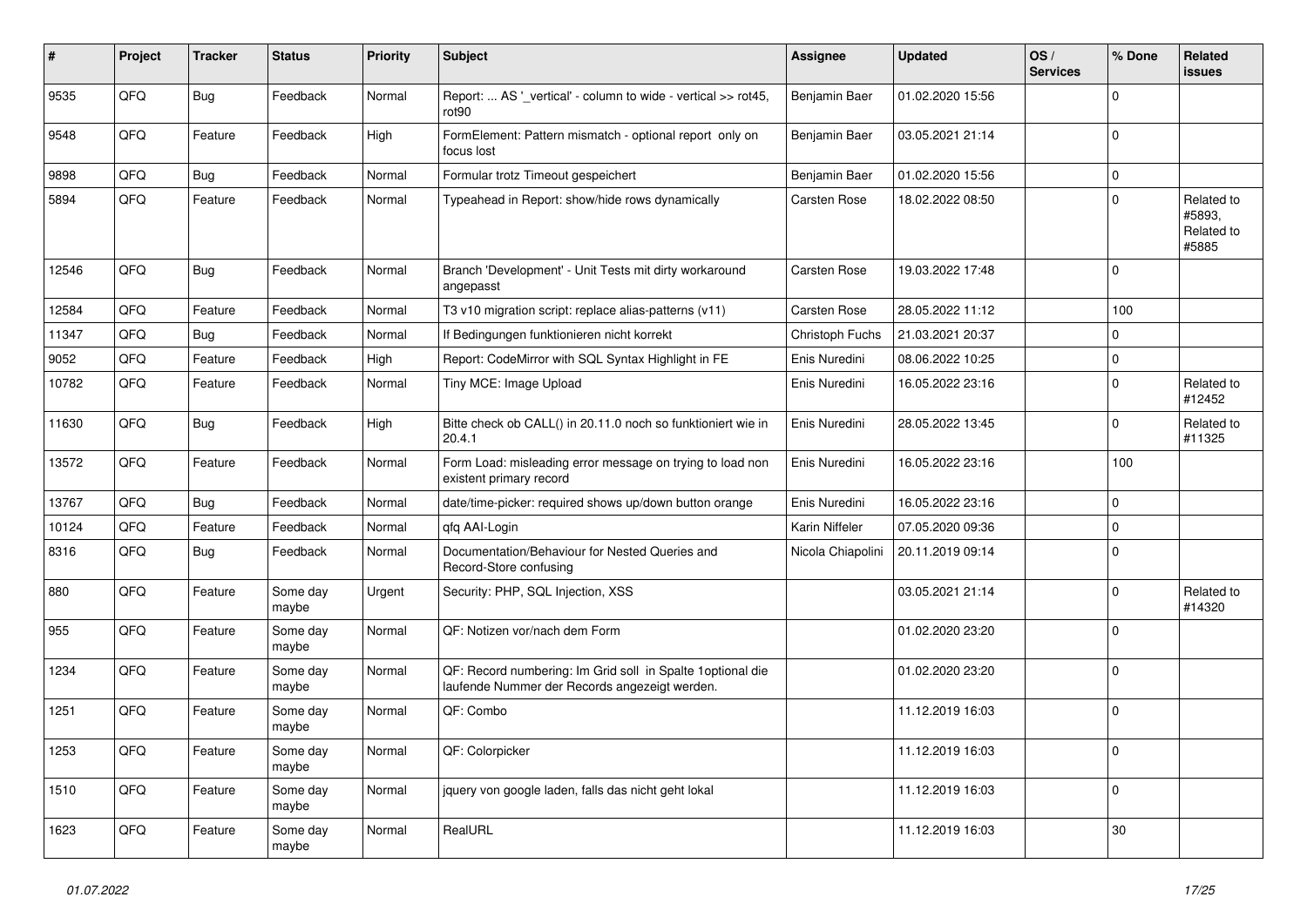| # | Project | Tracker | Status | Priority | Subject | Assignee | Updated | OS / Services | % Done | Related issues |
|---|---|---|---|---|---|---|---|---|---|---|
| 9535 | QFQ | Bug | Feedback | Normal | Report: ... AS '_vertical' - column to wide - vertical >> rot45, rot90 | Benjamin Baer | 01.02.2020 15:56 | | 0 | |
| 9548 | QFQ | Feature | Feedback | High | FormElement: Pattern mismatch - optional report only on focus lost | Benjamin Baer | 03.05.2021 21:14 | | 0 | |
| 9898 | QFQ | Bug | Feedback | Normal | Formular trotz Timeout gespeichert | Benjamin Baer | 01.02.2020 15:56 | | 0 | |
| 5894 | QFQ | Feature | Feedback | Normal | Typeahead in Report: show/hide rows dynamically | Carsten Rose | 18.02.2022 08:50 | | 0 | Related to #5893, Related to #5885 |
| 12546 | QFQ | Bug | Feedback | Normal | Branch 'Development' - Unit Tests mit dirty workaround angepasst | Carsten Rose | 19.03.2022 17:48 | | 0 | |
| 12584 | QFQ | Feature | Feedback | Normal | T3 v10 migration script: replace alias-patterns (v11) | Carsten Rose | 28.05.2022 11:12 | | 100 | |
| 11347 | QFQ | Bug | Feedback | Normal | If Bedingungen funktionieren nicht korrekt | Christoph Fuchs | 21.03.2021 20:37 | | 0 | |
| 9052 | QFQ | Feature | Feedback | High | Report: CodeMirror with SQL Syntax Highlight in FE | Enis Nuredini | 08.06.2022 10:25 | | 0 | |
| 10782 | QFQ | Feature | Feedback | Normal | Tiny MCE: Image Upload | Enis Nuredini | 16.05.2022 23:16 | | 0 | Related to #12452 |
| 11630 | QFQ | Bug | Feedback | High | Bitte check ob CALL() in 20.11.0 noch so funktioniert wie in 20.4.1 | Enis Nuredini | 28.05.2022 13:45 | | 0 | Related to #11325 |
| 13572 | QFQ | Feature | Feedback | Normal | Form Load: misleading error message on trying to load non existent primary record | Enis Nuredini | 16.05.2022 23:16 | | 100 | |
| 13767 | QFQ | Bug | Feedback | Normal | date/time-picker: required shows up/down button orange | Enis Nuredini | 16.05.2022 23:16 | | 0 | |
| 10124 | QFQ | Feature | Feedback | Normal | qfq AAI-Login | Karin Niffeler | 07.05.2020 09:36 | | 0 | |
| 8316 | QFQ | Bug | Feedback | Normal | Documentation/Behaviour for Nested Queries and Record-Store confusing | Nicola Chiapolini | 20.11.2019 09:14 | | 0 | |
| 880 | QFQ | Feature | Some day maybe | Urgent | Security: PHP, SQL Injection, XSS | | 03.05.2021 21:14 | | 0 | Related to #14320 |
| 955 | QFQ | Feature | Some day maybe | Normal | QF: Notizen vor/nach dem Form | | 01.02.2020 23:20 | | 0 | |
| 1234 | QFQ | Feature | Some day maybe | Normal | QF: Record numbering: Im Grid soll in Spalte 1optional die laufende Nummer der Records angezeigt werden. | | 01.02.2020 23:20 | | 0 | |
| 1251 | QFQ | Feature | Some day maybe | Normal | QF: Combo | | 11.12.2019 16:03 | | 0 | |
| 1253 | QFQ | Feature | Some day maybe | Normal | QF: Colorpicker | | 11.12.2019 16:03 | | 0 | |
| 1510 | QFQ | Feature | Some day maybe | Normal | jquery von google laden, falls das nicht geht lokal | | 11.12.2019 16:03 | | 0 | |
| 1623 | QFQ | Feature | Some day maybe | Normal | RealURL | | 11.12.2019 16:03 | | 30 | |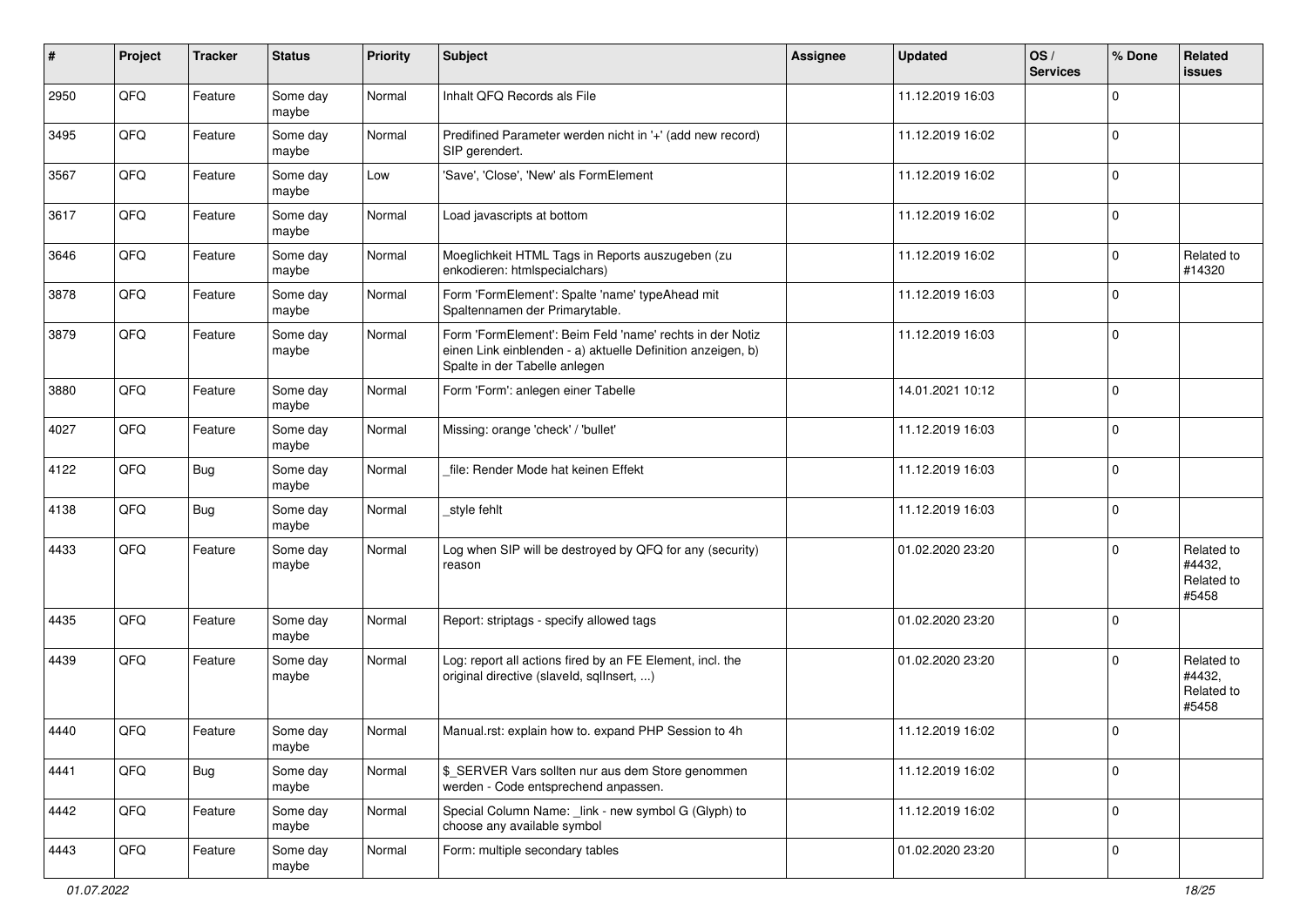| # | Project | Tracker | Status | Priority | Subject | Assignee | Updated | OS / Services | % Done | Related issues |
|---|---|---|---|---|---|---|---|---|---|---|
| 2950 | QFQ | Feature | Some day maybe | Normal | Inhalt QFQ Records als File | | 11.12.2019 16:03 | | 0 | |
| 3495 | QFQ | Feature | Some day maybe | Normal | Predifined Parameter werden nicht in '+' (add new record) SIP gerendert. | | 11.12.2019 16:02 | | 0 | |
| 3567 | QFQ | Feature | Some day maybe | Low | 'Save', 'Close', 'New' als FormElement | | 11.12.2019 16:02 | | 0 | |
| 3617 | QFQ | Feature | Some day maybe | Normal | Load javascripts at bottom | | 11.12.2019 16:02 | | 0 | |
| 3646 | QFQ | Feature | Some day maybe | Normal | Moeglichkeit HTML Tags in Reports auszugeben (zu enkodieren: htmlspecialchars) | | 11.12.2019 16:02 | | 0 | Related to #14320 |
| 3878 | QFQ | Feature | Some day maybe | Normal | Form 'FormElement': Spalte 'name' typeAhead mit Spaltennamen der Primarytable. | | 11.12.2019 16:03 | | 0 | |
| 3879 | QFQ | Feature | Some day maybe | Normal | Form 'FormElement': Beim Feld 'name' rechts in der Notiz einen Link einblenden - a) aktuelle Definition anzeigen, b) Spalte in der Tabelle anlegen | | 11.12.2019 16:03 | | 0 | |
| 3880 | QFQ | Feature | Some day maybe | Normal | Form 'Form': anlegen einer Tabelle | | 14.01.2021 10:12 | | 0 | |
| 4027 | QFQ | Feature | Some day maybe | Normal | Missing: orange 'check' / 'bullet' | | 11.12.2019 16:03 | | 0 | |
| 4122 | QFQ | Bug | Some day maybe | Normal | _file: Render Mode hat keinen Effekt | | 11.12.2019 16:03 | | 0 | |
| 4138 | QFQ | Bug | Some day maybe | Normal | _style fehlt | | 11.12.2019 16:03 | | 0 | |
| 4433 | QFQ | Feature | Some day maybe | Normal | Log when SIP will be destroyed by QFQ for any (security) reason | | 01.02.2020 23:20 | | 0 | Related to #4432, Related to #5458 |
| 4435 | QFQ | Feature | Some day maybe | Normal | Report: striptags - specify allowed tags | | 01.02.2020 23:20 | | 0 | |
| 4439 | QFQ | Feature | Some day maybe | Normal | Log: report all actions fired by an FE Element, incl. the original directive (slaveId, sqlInsert, ...) | | 01.02.2020 23:20 | | 0 | Related to #4432, Related to #5458 |
| 4440 | QFQ | Feature | Some day maybe | Normal | Manual.rst: explain how to. expand PHP Session to 4h | | 11.12.2019 16:02 | | 0 | |
| 4441 | QFQ | Bug | Some day maybe | Normal | $_SERVER Vars sollten nur aus dem Store genommen werden - Code entsprechend anpassen. | | 11.12.2019 16:02 | | 0 | |
| 4442 | QFQ | Feature | Some day maybe | Normal | Special Column Name: _link - new symbol G (Glyph) to choose any available symbol | | 11.12.2019 16:02 | | 0 | |
| 4443 | QFQ | Feature | Some day maybe | Normal | Form: multiple secondary tables | | 01.02.2020 23:20 | | 0 | |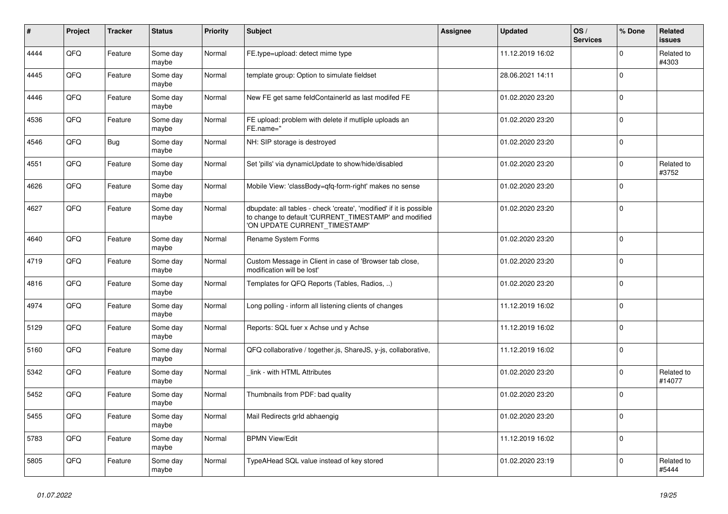| # | Project | Tracker | Status | Priority | Subject | Assignee | Updated | OS / Services | % Done | Related issues |
|---|---|---|---|---|---|---|---|---|---|---|
| 4444 | QFQ | Feature | Some day maybe | Normal | FE.type=upload: detect mime type | | 11.12.2019 16:02 | | 0 | Related to #4303 |
| 4445 | QFQ | Feature | Some day maybe | Normal | template group: Option to simulate fieldset | | 28.06.2021 14:11 | | 0 | |
| 4446 | QFQ | Feature | Some day maybe | Normal | New FE get same feldContainerId as last modifed FE | | 01.02.2020 23:20 | | 0 | |
| 4536 | QFQ | Feature | Some day maybe | Normal | FE upload: problem with delete if mutliple uploads an FE.name=" | | 01.02.2020 23:20 | | 0 | |
| 4546 | QFQ | Bug | Some day maybe | Normal | NH: SIP storage is destroyed | | 01.02.2020 23:20 | | 0 | |
| 4551 | QFQ | Feature | Some day maybe | Normal | Set 'pills' via dynamicUpdate to show/hide/disabled | | 01.02.2020 23:20 | | 0 | Related to #3752 |
| 4626 | QFQ | Feature | Some day maybe | Normal | Mobile View: 'classBody=qfq-form-right' makes no sense | | 01.02.2020 23:20 | | 0 | |
| 4627 | QFQ | Feature | Some day maybe | Normal | dbupdate: all tables - check 'create', 'modified' if it is possible to change to default 'CURRENT_TIMESTAMP' and modified 'ON UPDATE CURRENT_TIMESTAMP' | | 01.02.2020 23:20 | | 0 | |
| 4640 | QFQ | Feature | Some day maybe | Normal | Rename System Forms | | 01.02.2020 23:20 | | 0 | |
| 4719 | QFQ | Feature | Some day maybe | Normal | Custom Message in Client in case of 'Browser tab close, modification will be lost' | | 01.02.2020 23:20 | | 0 | |
| 4816 | QFQ | Feature | Some day maybe | Normal | Templates for QFQ Reports (Tables, Radios, ..) | | 01.02.2020 23:20 | | 0 | |
| 4974 | QFQ | Feature | Some day maybe | Normal | Long polling - inform all listening clients of changes | | 11.12.2019 16:02 | | 0 | |
| 5129 | QFQ | Feature | Some day maybe | Normal | Reports: SQL fuer x Achse und y Achse | | 11.12.2019 16:02 | | 0 | |
| 5160 | QFQ | Feature | Some day maybe | Normal | QFQ collaborative / together.js, ShareJS, y-js, collaborative, | | 11.12.2019 16:02 | | 0 | |
| 5342 | QFQ | Feature | Some day maybe | Normal | _link - with HTML Attributes | | 01.02.2020 23:20 | | 0 | Related to #14077 |
| 5452 | QFQ | Feature | Some day maybe | Normal | Thumbnails from PDF: bad quality | | 01.02.2020 23:20 | | 0 | |
| 5455 | QFQ | Feature | Some day maybe | Normal | Mail Redirects grId abhaengig | | 01.02.2020 23:20 | | 0 | |
| 5783 | QFQ | Feature | Some day maybe | Normal | BPMN View/Edit | | 11.12.2019 16:02 | | 0 | |
| 5805 | QFQ | Feature | Some day maybe | Normal | TypeAHead SQL value instead of key stored | | 01.02.2020 23:19 | | 0 | Related to #5444 |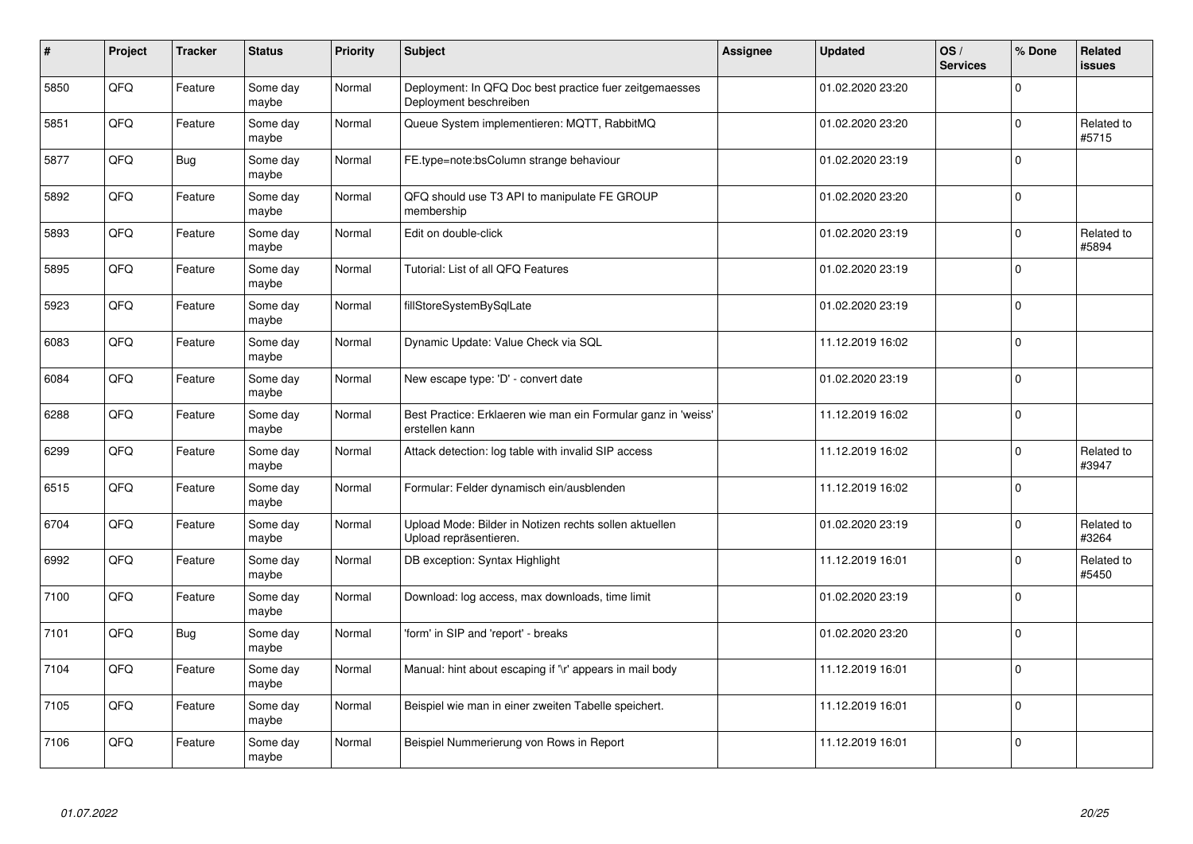| # | Project | Tracker | Status | Priority | Subject | Assignee | Updated | OS / Services | % Done | Related issues |
|---|---|---|---|---|---|---|---|---|---|---|
| 5850 | QFQ | Feature | Some day maybe | Normal | Deployment: In QFQ Doc best practice fuer zeitgemaesses Deployment beschreiben | | 01.02.2020 23:20 | | 0 | |
| 5851 | QFQ | Feature | Some day maybe | Normal | Queue System implementieren: MQTT, RabbitMQ | | 01.02.2020 23:20 | | 0 | Related to #5715 |
| 5877 | QFQ | Bug | Some day maybe | Normal | FE.type=note:bsColumn strange behaviour | | 01.02.2020 23:19 | | 0 | |
| 5892 | QFQ | Feature | Some day maybe | Normal | QFQ should use T3 API to manipulate FE GROUP membership | | 01.02.2020 23:20 | | 0 | |
| 5893 | QFQ | Feature | Some day maybe | Normal | Edit on double-click | | 01.02.2020 23:19 | | 0 | Related to #5894 |
| 5895 | QFQ | Feature | Some day maybe | Normal | Tutorial: List of all QFQ Features | | 01.02.2020 23:19 | | 0 | |
| 5923 | QFQ | Feature | Some day maybe | Normal | fillStoreSystemBySqlLate | | 01.02.2020 23:19 | | 0 | |
| 6083 | QFQ | Feature | Some day maybe | Normal | Dynamic Update: Value Check via SQL | | 11.12.2019 16:02 | | 0 | |
| 6084 | QFQ | Feature | Some day maybe | Normal | New escape type: 'D' - convert date | | 01.02.2020 23:19 | | 0 | |
| 6288 | QFQ | Feature | Some day maybe | Normal | Best Practice: Erklaeren wie man ein Formular ganz in 'weiss' erstellen kann | | 11.12.2019 16:02 | | 0 | |
| 6299 | QFQ | Feature | Some day maybe | Normal | Attack detection: log table with invalid SIP access | | 11.12.2019 16:02 | | 0 | Related to #3947 |
| 6515 | QFQ | Feature | Some day maybe | Normal | Formular: Felder dynamisch ein/ausblenden | | 11.12.2019 16:02 | | 0 | |
| 6704 | QFQ | Feature | Some day maybe | Normal | Upload Mode: Bilder in Notizen rechts sollen aktuellen Upload repräsentieren. | | 01.02.2020 23:19 | | 0 | Related to #3264 |
| 6992 | QFQ | Feature | Some day maybe | Normal | DB exception: Syntax Highlight | | 11.12.2019 16:01 | | 0 | Related to #5450 |
| 7100 | QFQ | Feature | Some day maybe | Normal | Download: log access, max downloads, time limit | | 01.02.2020 23:19 | | 0 | |
| 7101 | QFQ | Bug | Some day maybe | Normal | 'form' in SIP and 'report' - breaks | | 01.02.2020 23:20 | | 0 | |
| 7104 | QFQ | Feature | Some day maybe | Normal | Manual: hint about escaping if '\r' appears in mail body | | 11.12.2019 16:01 | | 0 | |
| 7105 | QFQ | Feature | Some day maybe | Normal | Beispiel wie man in einer zweiten Tabelle speichert. | | 11.12.2019 16:01 | | 0 | |
| 7106 | QFQ | Feature | Some day maybe | Normal | Beispiel Nummerierung von Rows in Report | | 11.12.2019 16:01 | | 0 | |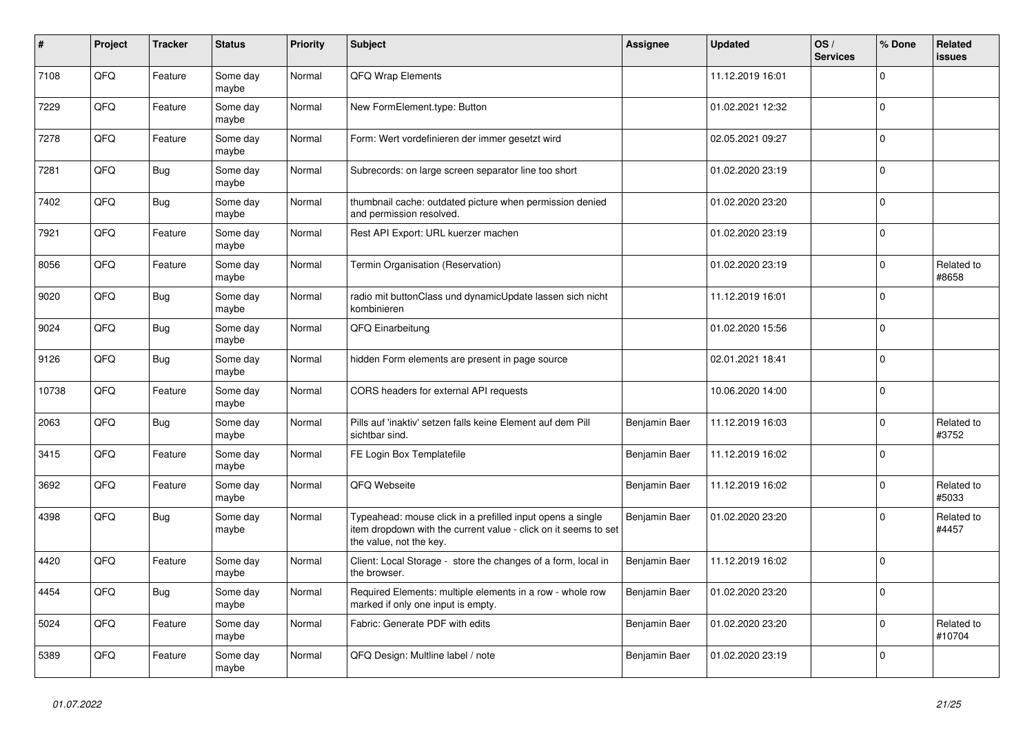| # | Project | Tracker | Status | Priority | Subject | Assignee | Updated | OS / Services | % Done | Related issues |
|---|---|---|---|---|---|---|---|---|---|---|
| 7108 | QFQ | Feature | Some day maybe | Normal | QFQ Wrap Elements | | 11.12.2019 16:01 | | 0 | |
| 7229 | QFQ | Feature | Some day maybe | Normal | New FormElement.type: Button | | 01.02.2021 12:32 | | 0 | |
| 7278 | QFQ | Feature | Some day maybe | Normal | Form: Wert vordefinieren der immer gesetzt wird | | 02.05.2021 09:27 | | 0 | |
| 7281 | QFQ | Bug | Some day maybe | Normal | Subrecords: on large screen separator line too short | | 01.02.2020 23:19 | | 0 | |
| 7402 | QFQ | Bug | Some day maybe | Normal | thumbnail cache: outdated picture when permission denied and permission resolved. | | 01.02.2020 23:20 | | 0 | |
| 7921 | QFQ | Feature | Some day maybe | Normal | Rest API Export: URL kuerzer machen | | 01.02.2020 23:19 | | 0 | |
| 8056 | QFQ | Feature | Some day maybe | Normal | Termin Organisation (Reservation) | | 01.02.2020 23:19 | | 0 | Related to #8658 |
| 9020 | QFQ | Bug | Some day maybe | Normal | radio mit buttonClass und dynamicUpdate lassen sich nicht kombinieren | | 11.12.2019 16:01 | | 0 | |
| 9024 | QFQ | Bug | Some day maybe | Normal | QFQ Einarbeitung | | 01.02.2020 15:56 | | 0 | |
| 9126 | QFQ | Bug | Some day maybe | Normal | hidden Form elements are present in page source | | 02.01.2021 18:41 | | 0 | |
| 10738 | QFQ | Feature | Some day maybe | Normal | CORS headers for external API requests | | 10.06.2020 14:00 | | 0 | |
| 2063 | QFQ | Bug | Some day maybe | Normal | Pills auf 'inaktiv' setzen falls keine Element auf dem Pill sichtbar sind. | Benjamin Baer | 11.12.2019 16:03 | | 0 | Related to #3752 |
| 3415 | QFQ | Feature | Some day maybe | Normal | FE Login Box Templatefile | Benjamin Baer | 11.12.2019 16:02 | | 0 | |
| 3692 | QFQ | Feature | Some day maybe | Normal | QFQ Webseite | Benjamin Baer | 11.12.2019 16:02 | | 0 | Related to #5033 |
| 4398 | QFQ | Bug | Some day maybe | Normal | Typeahead: mouse click in a prefilled input opens a single item dropdown with the current value - click on it seems to set the value, not the key. | Benjamin Baer | 01.02.2020 23:20 | | 0 | Related to #4457 |
| 4420 | QFQ | Feature | Some day maybe | Normal | Client: Local Storage - store the changes of a form, local in the browser. | Benjamin Baer | 11.12.2019 16:02 | | 0 | |
| 4454 | QFQ | Bug | Some day maybe | Normal | Required Elements: multiple elements in a row - whole row marked if only one input is empty. | Benjamin Baer | 01.02.2020 23:20 | | 0 | |
| 5024 | QFQ | Feature | Some day maybe | Normal | Fabric: Generate PDF with edits | Benjamin Baer | 01.02.2020 23:20 | | 0 | Related to #10704 |
| 5389 | QFQ | Feature | Some day maybe | Normal | QFQ Design: Multline label / note | Benjamin Baer | 01.02.2020 23:19 | | 0 | |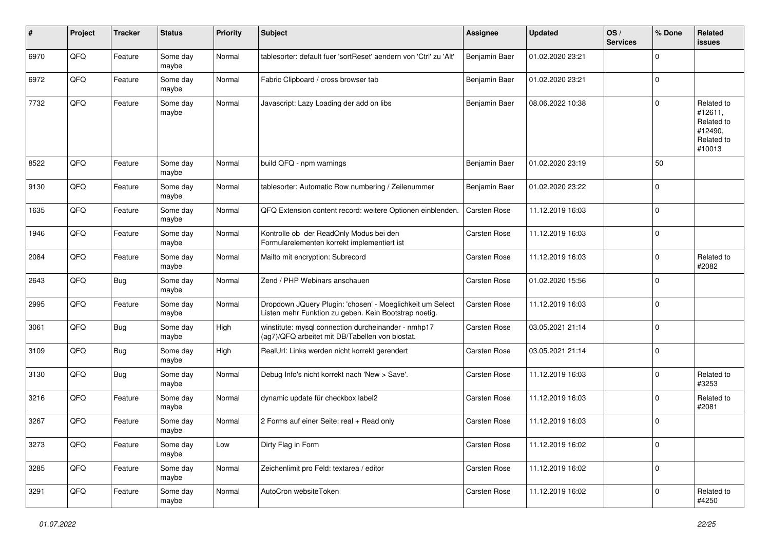| # | Project | Tracker | Status | Priority | Subject | Assignee | Updated | OS / Services | % Done | Related issues |
|---|---|---|---|---|---|---|---|---|---|---|
| 6970 | QFQ | Feature | Some day maybe | Normal | tablesorter: default fuer 'sortReset' aendern von 'Ctrl' zu 'Alt' | Benjamin Baer | 01.02.2020 23:21 | | 0 | |
| 6972 | QFQ | Feature | Some day maybe | Normal | Fabric Clipboard / cross browser tab | Benjamin Baer | 01.02.2020 23:21 | | 0 | |
| 7732 | QFQ | Feature | Some day maybe | Normal | Javascript: Lazy Loading der add on libs | Benjamin Baer | 08.06.2022 10:38 | | 0 | Related to #12611, Related to #12490, Related to #10013 |
| 8522 | QFQ | Feature | Some day maybe | Normal | build QFQ - npm warnings | Benjamin Baer | 01.02.2020 23:19 | | 50 | |
| 9130 | QFQ | Feature | Some day maybe | Normal | tablesorter: Automatic Row numbering / Zeilenummer | Benjamin Baer | 01.02.2020 23:22 | | 0 | |
| 1635 | QFQ | Feature | Some day maybe | Normal | QFQ Extension content record: weitere Optionen einblenden. | Carsten Rose | 11.12.2019 16:03 | | 0 | |
| 1946 | QFQ | Feature | Some day maybe | Normal | Kontrolle ob der ReadOnly Modus bei den Formularelementen korrekt implementiert ist | Carsten Rose | 11.12.2019 16:03 | | 0 | |
| 2084 | QFQ | Feature | Some day maybe | Normal | Mailto mit encryption: Subrecord | Carsten Rose | 11.12.2019 16:03 | | 0 | Related to #2082 |
| 2643 | QFQ | Bug | Some day maybe | Normal | Zend / PHP Webinars anschauen | Carsten Rose | 01.02.2020 15:56 | | 0 | |
| 2995 | QFQ | Feature | Some day maybe | Normal | Dropdown JQuery Plugin: 'chosen' - Moeglichkeit um Select Listen mehr Funktion zu geben. Kein Bootstrap noetig. | Carsten Rose | 11.12.2019 16:03 | | 0 | |
| 3061 | QFQ | Bug | Some day maybe | High | winstitute: mysql connection durcheinander - nmhp17 (ag7)/QFQ arbeitet mit DB/Tabellen von biostat. | Carsten Rose | 03.05.2021 21:14 | | 0 | |
| 3109 | QFQ | Bug | Some day maybe | High | RealUrl: Links werden nicht korrekt gerendert | Carsten Rose | 03.05.2021 21:14 | | 0 | |
| 3130 | QFQ | Bug | Some day maybe | Normal | Debug Info's nicht korrekt nach 'New > Save'. | Carsten Rose | 11.12.2019 16:03 | | 0 | Related to #3253 |
| 3216 | QFQ | Feature | Some day maybe | Normal | dynamic update für checkbox label2 | Carsten Rose | 11.12.2019 16:03 | | 0 | Related to #2081 |
| 3267 | QFQ | Feature | Some day maybe | Normal | 2 Forms auf einer Seite: real + Read only | Carsten Rose | 11.12.2019 16:03 | | 0 | |
| 3273 | QFQ | Feature | Some day maybe | Low | Dirty Flag in Form | Carsten Rose | 11.12.2019 16:02 | | 0 | |
| 3285 | QFQ | Feature | Some day maybe | Normal | Zeichenlimit pro Feld: textarea / editor | Carsten Rose | 11.12.2019 16:02 | | 0 | |
| 3291 | QFQ | Feature | Some day maybe | Normal | AutoCron websiteToken | Carsten Rose | 11.12.2019 16:02 | | 0 | Related to #4250 |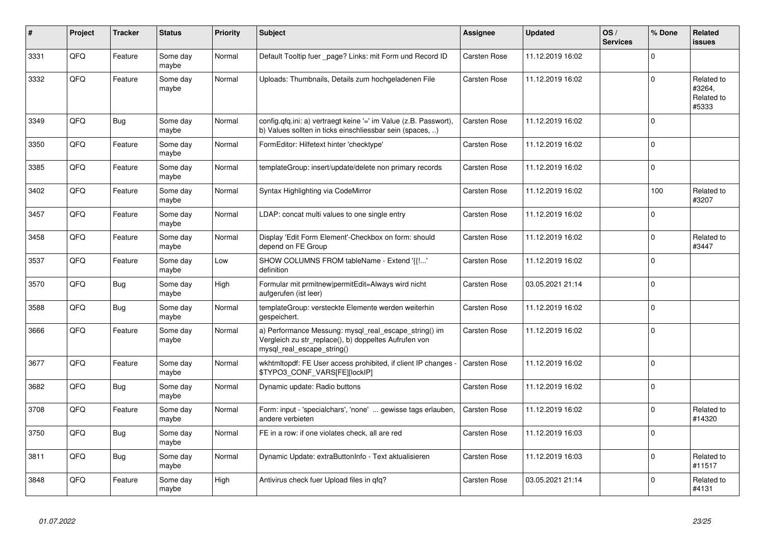| # | Project | Tracker | Status | Priority | Subject | Assignee | Updated | OS / Services | % Done | Related issues |
|---|---|---|---|---|---|---|---|---|---|---|
| 3331 | QFQ | Feature | Some day maybe | Normal | Default Tooltip fuer _page? Links: mit Form und Record ID | Carsten Rose | 11.12.2019 16:02 | | 0 | |
| 3332 | QFQ | Feature | Some day maybe | Normal | Uploads: Thumbnails, Details zum hochgeladenen File | Carsten Rose | 11.12.2019 16:02 | | 0 | Related to #3264, Related to #5333 |
| 3349 | QFQ | Bug | Some day maybe | Normal | config.qfq.ini: a) vertraegt keine '=' im Value (z.B. Passwort), b) Values sollten in ticks einschliessbar sein (spaces, ..) | Carsten Rose | 11.12.2019 16:02 | | 0 | |
| 3350 | QFQ | Feature | Some day maybe | Normal | FormEditor: Hilfetext hinter 'checktype' | Carsten Rose | 11.12.2019 16:02 | | 0 | |
| 3385 | QFQ | Feature | Some day maybe | Normal | templateGroup: insert/update/delete non primary records | Carsten Rose | 11.12.2019 16:02 | | 0 | |
| 3402 | QFQ | Feature | Some day maybe | Normal | Syntax Highlighting via CodeMirror | Carsten Rose | 11.12.2019 16:02 | | 100 | Related to #3207 |
| 3457 | QFQ | Feature | Some day maybe | Normal | LDAP: concat multi values to one single entry | Carsten Rose | 11.12.2019 16:02 | | 0 | |
| 3458 | QFQ | Feature | Some day maybe | Normal | Display 'Edit Form Element'-Checkbox on form: should depend on FE Group | Carsten Rose | 11.12.2019 16:02 | | 0 | Related to #3447 |
| 3537 | QFQ | Feature | Some day maybe | Low | SHOW COLUMNS FROM tableName - Extend '{{!...' definition | Carsten Rose | 11.12.2019 16:02 | | 0 | |
| 3570 | QFQ | Bug | Some day maybe | High | Formular mit prmitnew\|permitEdit=Always wird nicht aufgerufen (ist leer) | Carsten Rose | 03.05.2021 21:14 | | 0 | |
| 3588 | QFQ | Bug | Some day maybe | Normal | templateGroup: versteckte Elemente werden weiterhin gespeichert. | Carsten Rose | 11.12.2019 16:02 | | 0 | |
| 3666 | QFQ | Feature | Some day maybe | Normal | a) Performance Messung: mysql_real_escape_string() im Vergleich zu str_replace(), b) doppeltes Aufrufen von mysql_real_escape_string() | Carsten Rose | 11.12.2019 16:02 | | 0 | |
| 3677 | QFQ | Feature | Some day maybe | Normal | wkhtmltopdf: FE User access prohibited, if client IP changes - $TYPO3_CONF_VARS[FE][lockIP] | Carsten Rose | 11.12.2019 16:02 | | 0 | |
| 3682 | QFQ | Bug | Some day maybe | Normal | Dynamic update: Radio buttons | Carsten Rose | 11.12.2019 16:02 | | 0 | |
| 3708 | QFQ | Feature | Some day maybe | Normal | Form: input - 'specialchars', 'none' ... gewisse tags erlauben, andere verbieten | Carsten Rose | 11.12.2019 16:02 | | 0 | Related to #14320 |
| 3750 | QFQ | Bug | Some day maybe | Normal | FE in a row: if one violates check, all are red | Carsten Rose | 11.12.2019 16:03 | | 0 | |
| 3811 | QFQ | Bug | Some day maybe | Normal | Dynamic Update: extraButtonInfo - Text aktualisieren | Carsten Rose | 11.12.2019 16:03 | | 0 | Related to #11517 |
| 3848 | QFQ | Feature | Some day maybe | High | Antivirus check fuer Upload files in qfq? | Carsten Rose | 03.05.2021 21:14 | | 0 | Related to #4131 |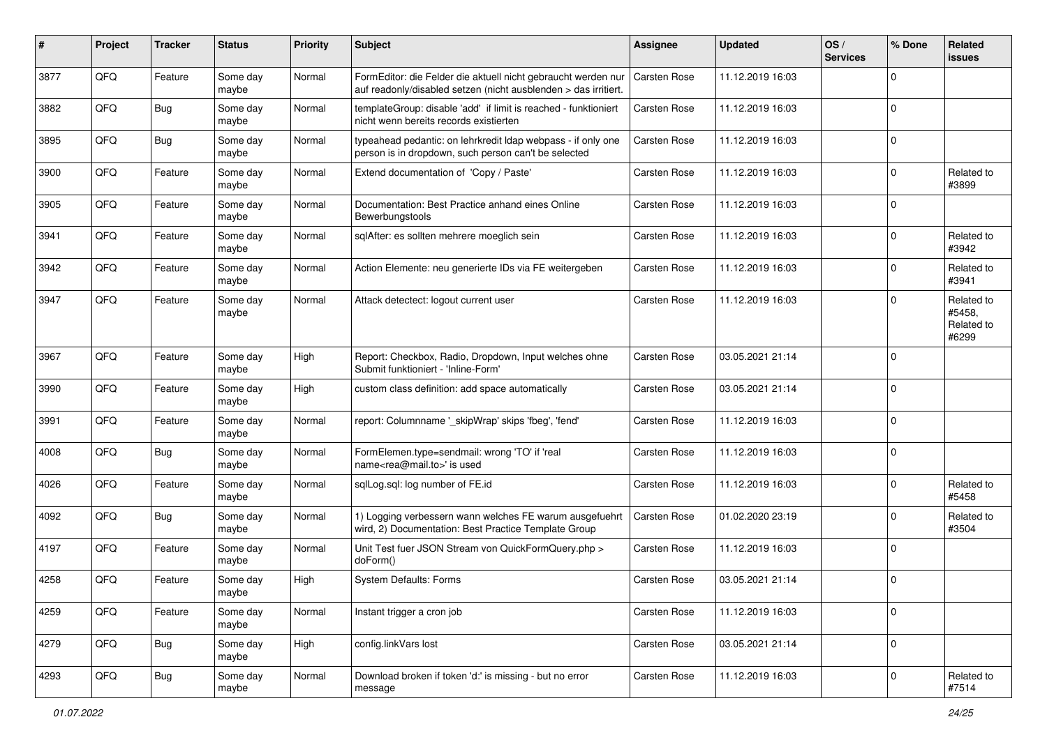| # | Project | Tracker | Status | Priority | Subject | Assignee | Updated | OS / Services | % Done | Related issues |
|---|---|---|---|---|---|---|---|---|---|---|
| 3877 | QFQ | Feature | Some day maybe | Normal | FormEditor: die Felder die aktuell nicht gebraucht werden nur auf readonly/disabled setzen (nicht ausblenden > das irritiert. | Carsten Rose | 11.12.2019 16:03 | | 0 | |
| 3882 | QFQ | Bug | Some day maybe | Normal | templateGroup: disable 'add' if limit is reached - funktioniert nicht wenn bereits records existierten | Carsten Rose | 11.12.2019 16:03 | | 0 | |
| 3895 | QFQ | Bug | Some day maybe | Normal | typeahead pedantic: on lehrkredit ldap webpass - if only one person is in dropdown, such person can't be selected | Carsten Rose | 11.12.2019 16:03 | | 0 | |
| 3900 | QFQ | Feature | Some day maybe | Normal | Extend documentation of 'Copy / Paste' | Carsten Rose | 11.12.2019 16:03 | | 0 | Related to #3899 |
| 3905 | QFQ | Feature | Some day maybe | Normal | Documentation: Best Practice anhand eines Online Bewerbungstools | Carsten Rose | 11.12.2019 16:03 | | 0 | |
| 3941 | QFQ | Feature | Some day maybe | Normal | sqlAfter: es sollten mehrere moeglich sein | Carsten Rose | 11.12.2019 16:03 | | 0 | Related to #3942 |
| 3942 | QFQ | Feature | Some day maybe | Normal | Action Elemente: neu generierte IDs via FE weitergeben | Carsten Rose | 11.12.2019 16:03 | | 0 | Related to #3941 |
| 3947 | QFQ | Feature | Some day maybe | Normal | Attack detectect: logout current user | Carsten Rose | 11.12.2019 16:03 | | 0 | Related to #5458, Related to #6299 |
| 3967 | QFQ | Feature | Some day maybe | High | Report: Checkbox, Radio, Dropdown, Input welches ohne Submit funktioniert - 'Inline-Form' | Carsten Rose | 03.05.2021 21:14 | | 0 | |
| 3990 | QFQ | Feature | Some day maybe | High | custom class definition: add space automatically | Carsten Rose | 03.05.2021 21:14 | | 0 | |
| 3991 | QFQ | Feature | Some day maybe | Normal | report: Columnname '_skipWrap' skips 'fbeg', 'fend' | Carsten Rose | 11.12.2019 16:03 | | 0 | |
| 4008 | QFQ | Bug | Some day maybe | Normal | FormElemen.type=sendmail: wrong 'TO' if 'real name<rea@mail.to>' is used | Carsten Rose | 11.12.2019 16:03 | | 0 | |
| 4026 | QFQ | Feature | Some day maybe | Normal | sqlLog.sql: log number of FE.id | Carsten Rose | 11.12.2019 16:03 | | 0 | Related to #5458 |
| 4092 | QFQ | Bug | Some day maybe | Normal | 1) Logging verbessern wann welches FE warum ausgefuehrt wird, 2) Documentation: Best Practice Template Group | Carsten Rose | 01.02.2020 23:19 | | 0 | Related to #3504 |
| 4197 | QFQ | Feature | Some day maybe | Normal | Unit Test fuer JSON Stream von QuickFormQuery.php > doForm() | Carsten Rose | 11.12.2019 16:03 | | 0 | |
| 4258 | QFQ | Feature | Some day maybe | High | System Defaults: Forms | Carsten Rose | 03.05.2021 21:14 | | 0 | |
| 4259 | QFQ | Feature | Some day maybe | Normal | Instant trigger a cron job | Carsten Rose | 11.12.2019 16:03 | | 0 | |
| 4279 | QFQ | Bug | Some day maybe | High | config.linkVars lost | Carsten Rose | 03.05.2021 21:14 | | 0 | |
| 4293 | QFQ | Bug | Some day maybe | Normal | Download broken if token 'd:' is missing - but no error message | Carsten Rose | 11.12.2019 16:03 | | 0 | Related to #7514 |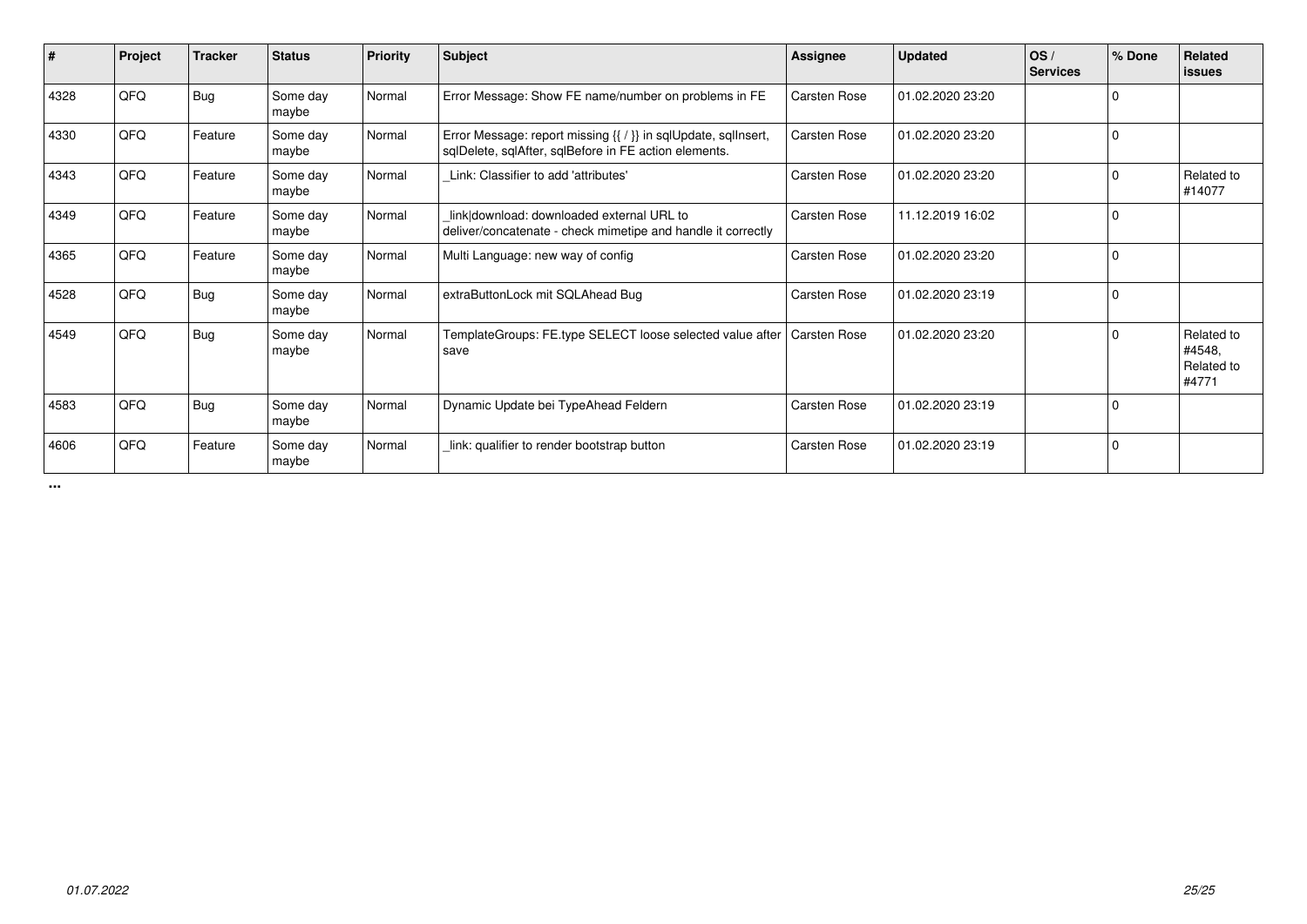| # | Project | Tracker | Status | Priority | Subject | Assignee | Updated | OS / Services | % Done | Related issues |
|---|---|---|---|---|---|---|---|---|---|---|
| 4328 | QFQ | Bug | Some day maybe | Normal | Error Message: Show FE name/number on problems in FE | Carsten Rose | 01.02.2020 23:20 | | 0 | |
| 4330 | QFQ | Feature | Some day maybe | Normal | Error Message: report missing {{ / }} in sqlUpdate, sqlInsert, sqlDelete, sqlAfter, sqlBefore in FE action elements. | Carsten Rose | 01.02.2020 23:20 | | 0 | |
| 4343 | QFQ | Feature | Some day maybe | Normal | _Link: Classifier to add 'attributes' | Carsten Rose | 01.02.2020 23:20 | | 0 | Related to #14077 |
| 4349 | QFQ | Feature | Some day maybe | Normal | _link\|download: downloaded external URL to deliver/concatenate - check mimetipe and handle it correctly | Carsten Rose | 11.12.2019 16:02 | | 0 | |
| 4365 | QFQ | Feature | Some day maybe | Normal | Multi Language: new way of config | Carsten Rose | 01.02.2020 23:20 | | 0 | |
| 4528 | QFQ | Bug | Some day maybe | Normal | extraButtonLock mit SQLAhead Bug | Carsten Rose | 01.02.2020 23:19 | | 0 | |
| 4549 | QFQ | Bug | Some day maybe | Normal | TemplateGroups: FE.type SELECT loose selected value after save | Carsten Rose | 01.02.2020 23:20 | | 0 | Related to #4548, Related to #4771 |
| 4583 | QFQ | Bug | Some day maybe | Normal | Dynamic Update bei TypeAhead Feldern | Carsten Rose | 01.02.2020 23:19 | | 0 | |
| 4606 | QFQ | Feature | Some day maybe | Normal | _link: qualifier to render bootstrap button | Carsten Rose | 01.02.2020 23:19 | | 0 | |

...